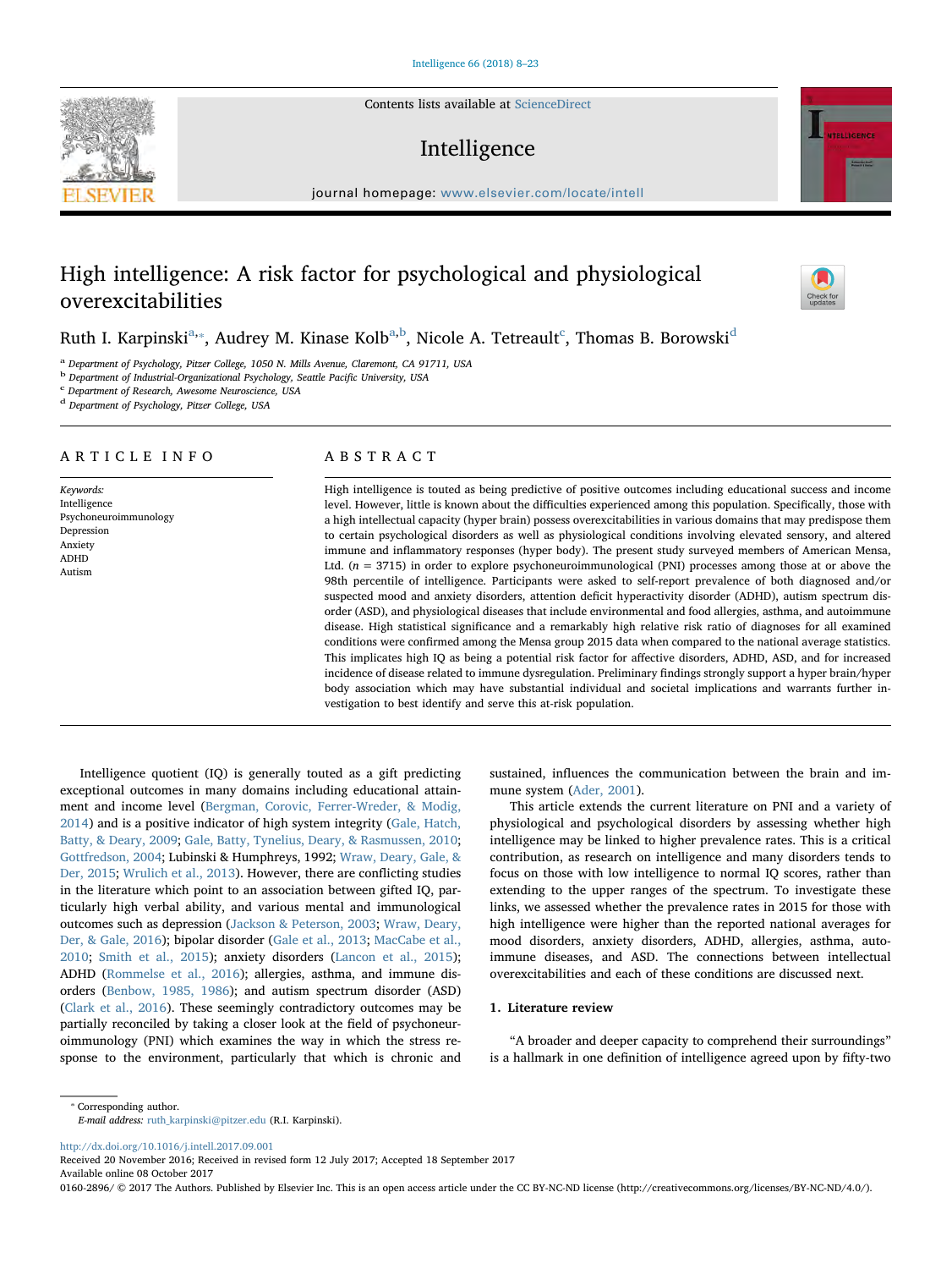# High intelligence: A risk factor for psychological and physiological overexcitabilities

Ruth I. Karpinski[a,*], Audrey M. Kinase Kolb[a,b], Nicole A. Tetreault[c], Thomas B. Borowski[d]

[a] Department of Psychology, Pitzer College, 1050 N. Mills Avenue, Claremont, CA 91711, USA
[b] Department of Industrial-Organizational Psychology, Seattle Pacific University, USA
[c] Department of Research, Awesome Neuroscience, USA
[d] Department of Psychology, Pitzer College, USA

## ARTICLE INFO

*Keywords:*
Intelligence
Psychoneuroimmunology
Depression
Anxiety
ADHD
Autism

## ABSTRACT

High intelligence is touted as being predictive of positive outcomes including educational success and income level. However, little is known about the difficulties experienced among this population. Specifically, those with a high intellectual capacity (hyper brain) possess overexcitabilities in various domains that may predispose them to certain psychological disorders as well as physiological conditions involving elevated sensory, and altered immune and inflammatory responses (hyper body). The present study surveyed members of American Mensa, Ltd. ($n = 3715$) in order to explore psychoneuroimmunological (PNI) processes among those at or above the 98th percentile of intelligence. Participants were asked to self-report prevalence of both diagnosed and/or suspected mood and anxiety disorders, attention deficit hyperactivity disorder (ADHD), autism spectrum disorder (ASD), and physiological diseases that include environmental and food allergies, asthma, and autoimmune disease. High statistical significance and a remarkably high relative risk ratio of diagnoses for all examined conditions were confirmed among the Mensa group 2015 data when compared to the national average statistics. This implicates high IQ as being a potential risk factor for affective disorders, ADHD, ASD, and for increased incidence of disease related to immune dysregulation. Preliminary findings strongly support a hyper brain/hyper body association which may have substantial individual and societal implications and warrants further investigation to best identify and serve this at-risk population.

Intelligence quotient (IQ) is generally touted as a gift predicting exceptional outcomes in many domains including educational attainment and income level (Bergman, Corovic, Ferrer-Wreder, & Modig, 2014) and is a positive indicator of high system integrity (Gale, Hatch, Batty, & Deary, 2009; Gale, Batty, Tynelius, Deary, & Rasmussen, 2010; Gottfredson, 2004; Lubinski & Humphreys, 1992; Wraw, Deary, Gale, & Der, 2015; Wrulich et al., 2013). However, there are conflicting studies in the literature which point to an association between gifted IQ, particularly high verbal ability, and various mental and immunological outcomes such as depression (Jackson & Peterson, 2003; Wraw, Deary, Der, & Gale, 2016); bipolar disorder (Gale et al., 2013; MacCabe et al., 2010; Smith et al., 2015); anxiety disorders (Lancon et al., 2015); ADHD (Rommelse et al., 2016); allergies, asthma, and immune disorders (Benbow, 1985, 1986); and autism spectrum disorder (ASD) (Clark et al., 2016). These seemingly contradictory outcomes may be partially reconciled by taking a closer look at the field of psychoneuroimmunology (PNI) which examines the way in which the stress response to the environment, particularly that which is chronic and sustained, influences the communication between the brain and immune system (Ader, 2001).

This article extends the current literature on PNI and a variety of physiological and psychological disorders by assessing whether high intelligence may be linked to higher prevalence rates. This is a critical contribution, as research on intelligence and many disorders tends to focus on those with low intelligence to normal IQ scores, rather than extending to the upper ranges of the spectrum. To investigate these links, we assessed whether the prevalence rates in 2015 for those with high intelligence were higher than the reported national averages for mood disorders, anxiety disorders, ADHD, allergies, asthma, autoimmune diseases, and ASD. The connections between intellectual overexcitabilities and each of these conditions are discussed next.

## 1. Literature review

"A broader and deeper capacity to comprehend their surroundings" is a hallmark in one definition of intelligence agreed upon by fifty-two

* Corresponding author.
*E-mail address:* ruth_karpinski@pitzer.edu (R.I. Karpinski).

http://dx.doi.org/10.1016/j.intell.2017.09.001
Received 20 November 2016; Received in revised form 12 July 2017; Accepted 18 September 2017
Available online 08 October 2017
0160-2896/ © 2017 The Authors. Published by Elsevier Inc. This is an open access article under the CC BY-NC-ND license (http://creativecommons.org/licenses/BY-NC-ND/4.0/).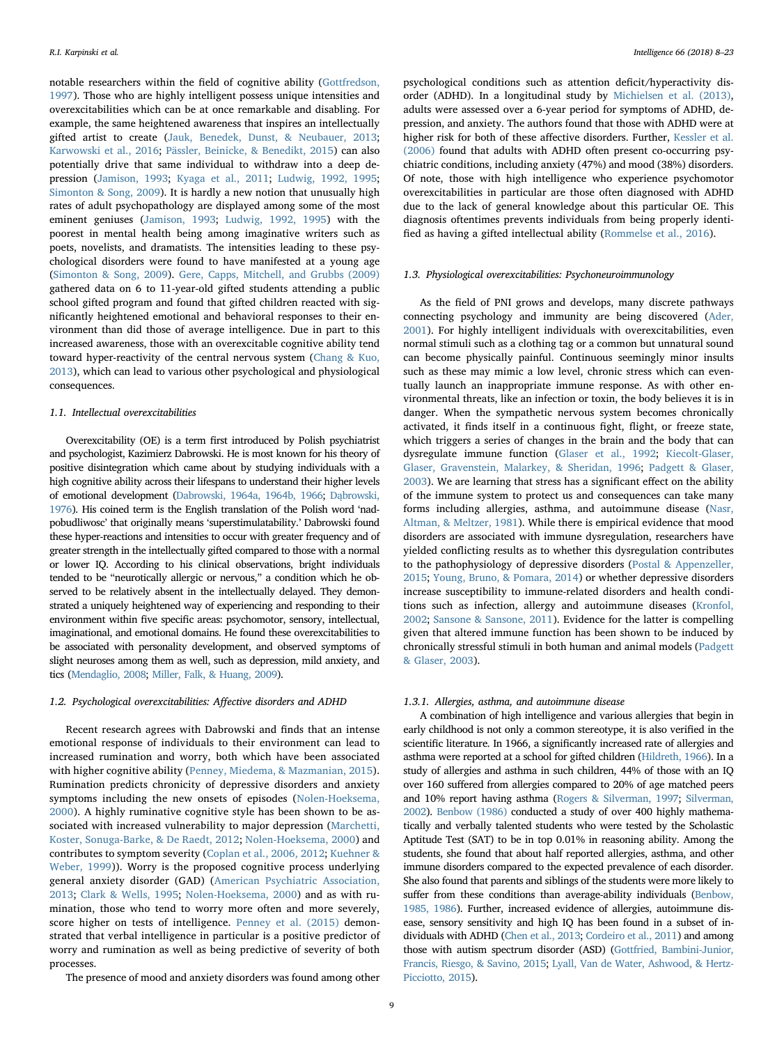notable researchers within the field of cognitive ability (Gottfredson, 1997). Those who are highly intelligent possess unique intensities and overexcitabilities which can be at once remarkable and disabling. For example, the same heightened awareness that inspires an intellectually gifted artist to create (Jauk, Benedek, Dunst, & Neubauer, 2013; Karwowski et al., 2016; Pässler, Beinicke, & Benedikt, 2015) can also potentially drive that same individual to withdraw into a deep depression (Jamison, 1993; Kyaga et al., 2011; Ludwig, 1992, 1995; Simonton & Song, 2009). It is hardly a new notion that unusually high rates of adult psychopathology are displayed among some of the most eminent geniuses (Jamison, 1993; Ludwig, 1992, 1995) with the poorest in mental health being among imaginative writers such as poets, novelists, and dramatists. The intensities leading to these psychological disorders were found to have manifested at a young age (Simonton & Song, 2009). Gere, Capps, Mitchell, and Grubbs (2009) gathered data on 6 to 11-year-old gifted students attending a public school gifted program and found that gifted children reacted with significantly heightened emotional and behavioral responses to their environment than did those of average intelligence. Due in part to this increased awareness, those with an overexcitable cognitive ability tend toward hyper-reactivity of the central nervous system (Chang & Kuo, 2013), which can lead to various other psychological and physiological consequences.

### 1.1. Intellectual overexcitabilities

Overexcitability (OE) is a term first introduced by Polish psychiatrist and psychologist, Kazimierz Dabrowski. He is most known for his theory of positive disintegration which came about by studying individuals with a high cognitive ability across their lifespans to understand their higher levels of emotional development (Dabrowski, 1964a, 1964b, 1966; Dąbrowski, 1976). His coined term is the English translation of the Polish word 'nadpobudliwosc' that originally means 'superstimulatability.' Dabrowski found these hyper-reactions and intensities to occur with greater frequency and of greater strength in the intellectually gifted compared to those with a normal or lower IQ. According to his clinical observations, bright individuals tended to be "neurotically allergic or nervous," a condition which he observed to be relatively absent in the intellectually delayed. They demonstrated a uniquely heightened way of experiencing and responding to their environment within five specific areas: psychomotor, sensory, intellectual, imaginational, and emotional domains. He found these overexcitabilities to be associated with personality development, and observed symptoms of slight neuroses among them as well, such as depression, mild anxiety, and tics (Mendaglio, 2008; Miller, Falk, & Huang, 2009).

### 1.2. Psychological overexcitabilities: Affective disorders and ADHD

Recent research agrees with Dabrowski and finds that an intense emotional response of individuals to their environment can lead to increased rumination and worry, both which have been associated with higher cognitive ability (Penney, Miedema, & Mazmanian, 2015). Rumination predicts chronicity of depressive disorders and anxiety symptoms including the new onsets of episodes (Nolen-Hoeksema, 2000). A highly ruminative cognitive style has been shown to be associated with increased vulnerability to major depression (Marchetti, Koster, Sonuga-Barke, & De Raedt, 2012; Nolen-Hoeksema, 2000) and contributes to symptom severity (Coplan et al., 2006, 2012; Kuehner & Weber, 1999)). Worry is the proposed cognitive process underlying general anxiety disorder (GAD) (American Psychiatric Association, 2013; Clark & Wells, 1995; Nolen-Hoeksema, 2000) and as with rumination, those who tend to worry more often and more severely, score higher on tests of intelligence. Penney et al. (2015) demonstrated that verbal intelligence in particular is a positive predictor of worry and rumination as well as being predictive of severity of both processes.

The presence of mood and anxiety disorders was found among other psychological conditions such as attention deficit/hyperactivity disorder (ADHD). In a longitudinal study by Michielsen et al. (2013), adults were assessed over a 6-year period for symptoms of ADHD, depression, and anxiety. The authors found that those with ADHD were at higher risk for both of these affective disorders. Further, Kessler et al. (2006) found that adults with ADHD often present co-occurring psychiatric conditions, including anxiety (47%) and mood (38%) disorders. Of note, those with high intelligence who experience psychomotor overexcitabilities in particular are those often diagnosed with ADHD due to the lack of general knowledge about this particular OE. This diagnosis oftentimes prevents individuals from being properly identified as having a gifted intellectual ability (Rommelse et al., 2016).

### 1.3. Physiological overexcitabilities: Psychoneuroimmunology

As the field of PNI grows and develops, many discrete pathways connecting psychology and immunity are being discovered (Ader, 2001). For highly intelligent individuals with overexcitabilities, even normal stimuli such as a clothing tag or a common but unnatural sound can become physically painful. Continuous seemingly minor insults such as these may mimic a low level, chronic stress which can eventually launch an inappropriate immune response. As with other environmental threats, like an infection or toxin, the body believes it is in danger. When the sympathetic nervous system becomes chronically activated, it finds itself in a continuous fight, flight, or freeze state, which triggers a series of changes in the brain and the body that can dysregulate immune function (Glaser et al., 1992; Kiecolt-Glaser, Glaser, Gravenstein, Malarkey, & Sheridan, 1996; Padgett & Glaser, 2003). We are learning that stress has a significant effect on the ability of the immune system to protect us and consequences can take many forms including allergies, asthma, and autoimmune disease (Nasr, Altman, & Meltzer, 1981). While there is empirical evidence that mood disorders are associated with immune dysregulation, researchers have yielded conflicting results as to whether this dysregulation contributes to the pathophysiology of depressive disorders (Postal & Appenzeller, 2015; Young, Bruno, & Pomara, 2014) or whether depressive disorders increase susceptibility to immune-related disorders and health conditions such as infection, allergy and autoimmune diseases (Kronfol, 2002; Sansone & Sansone, 2011). Evidence for the latter is compelling given that altered immune function has been shown to be induced by chronically stressful stimuli in both human and animal models (Padgett & Glaser, 2003).

#### 1.3.1. Allergies, asthma, and autoimmune disease

A combination of high intelligence and various allergies that begin in early childhood is not only a common stereotype, it is also verified in the scientific literature. In 1966, a significantly increased rate of allergies and asthma were reported at a school for gifted children (Hildreth, 1966). In a study of allergies and asthma in such children, 44% of those with an IQ over 160 suffered from allergies compared to 20% of age matched peers and 10% report having asthma (Rogers & Silverman, 1997; Silverman, 2002). Benbow (1986) conducted a study of over 400 highly mathematically and verbally talented students who were tested by the Scholastic Aptitude Test (SAT) to be in top 0.01% in reasoning ability. Among the students, she found that about half reported allergies, asthma, and other immune disorders compared to the expected prevalence of each disorder. She also found that parents and siblings of the students were more likely to suffer from these conditions than average-ability individuals (Benbow, 1985, 1986). Further, increased evidence of allergies, autoimmune disease, sensory sensitivity and high IQ has been found in a subset of individuals with ADHD (Chen et al., 2013; Cordeiro et al., 2011) and among those with autism spectrum disorder (ASD) (Gottfried, Bambini-Junior, Francis, Riesgo, & Savino, 2015; Lyall, Van de Water, Ashwood, & Hertz-Picciotto, 2015).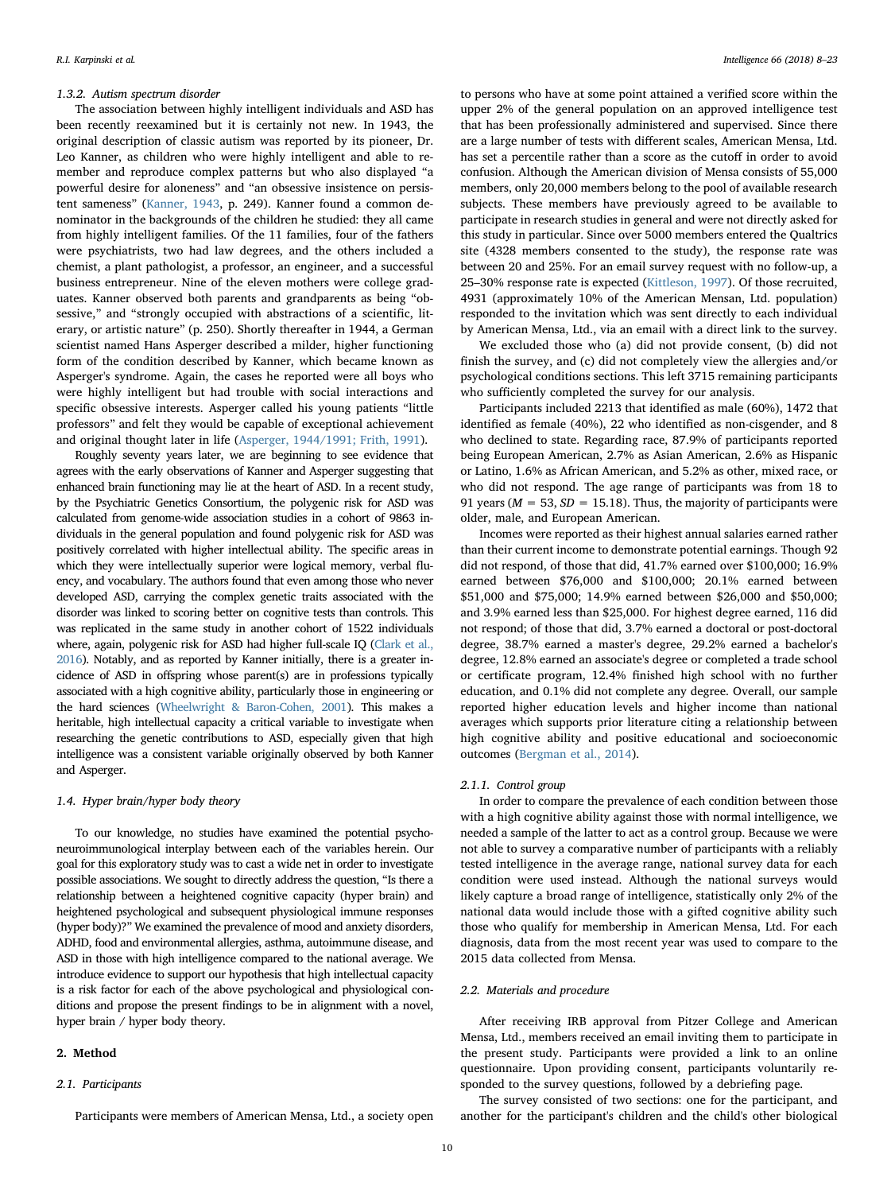#### 1.3.2. Autism spectrum disorder

The association between highly intelligent individuals and ASD has been recently reexamined but it is certainly not new. In 1943, the original description of classic autism was reported by its pioneer, Dr. Leo Kanner, as children who were highly intelligent and able to remember and reproduce complex patterns but who also displayed "a powerful desire for aloneness" and "an obsessive insistence on persistent sameness" (Kanner, 1943, p. 249). Kanner found a common denominator in the backgrounds of the children he studied: they all came from highly intelligent families. Of the 11 families, four of the fathers were psychiatrists, two had law degrees, and the others included a chemist, a plant pathologist, a professor, an engineer, and a successful business entrepreneur. Nine of the eleven mothers were college graduates. Kanner observed both parents and grandparents as being "obsessive," and "strongly occupied with abstractions of a scientific, literary, or artistic nature" (p. 250). Shortly thereafter in 1944, a German scientist named Hans Asperger described a milder, higher functioning form of the condition described by Kanner, which became known as Asperger's syndrome. Again, the cases he reported were all boys who were highly intelligent but had trouble with social interactions and specific obsessive interests. Asperger called his young patients "little professors" and felt they would be capable of exceptional achievement and original thought later in life (Asperger, 1944/1991; Frith, 1991).

Roughly seventy years later, we are beginning to see evidence that agrees with the early observations of Kanner and Asperger suggesting that enhanced brain functioning may lie at the heart of ASD. In a recent study, by the Psychiatric Genetics Consortium, the polygenic risk for ASD was calculated from genome-wide association studies in a cohort of 9863 individuals in the general population and found polygenic risk for ASD was positively correlated with higher intellectual ability. The specific areas in which they were intellectually superior were logical memory, verbal fluency, and vocabulary. The authors found that even among those who never developed ASD, carrying the complex genetic traits associated with the disorder was linked to scoring better on cognitive tests than controls. This was replicated in the same study in another cohort of 1522 individuals where, again, polygenic risk for ASD had higher full-scale IQ (Clark et al., 2016). Notably, and as reported by Kanner initially, there is a greater incidence of ASD in offspring whose parent(s) are in professions typically associated with a high cognitive ability, particularly those in engineering or the hard sciences (Wheelwright & Baron-Cohen, 2001). This makes a heritable, high intellectual capacity a critical variable to investigate when researching the genetic contributions to ASD, especially given that high intelligence was a consistent variable originally observed by both Kanner and Asperger.

### 1.4. Hyper brain/hyper body theory

To our knowledge, no studies have examined the potential psychoneuroimmunological interplay between each of the variables herein. Our goal for this exploratory study was to cast a wide net in order to investigate possible associations. We sought to directly address the question, "Is there a relationship between a heightened cognitive capacity (hyper brain) and heightened psychological and subsequent physiological immune responses (hyper body)?" We examined the prevalence of mood and anxiety disorders, ADHD, food and environmental allergies, asthma, autoimmune disease, and ASD in those with high intelligence compared to the national average. We introduce evidence to support our hypothesis that high intellectual capacity is a risk factor for each of the above psychological and physiological conditions and propose the present findings to be in alignment with a novel, hyper brain / hyper body theory.

## 2. Method

### 2.1. Participants

Participants were members of American Mensa, Ltd., a society open to persons who have at some point attained a verified score within the upper 2% of the general population on an approved intelligence test that has been professionally administered and supervised. Since there are a large number of tests with different scales, American Mensa, Ltd. has set a percentile rather than a score as the cutoff in order to avoid confusion. Although the American division of Mensa consists of 55,000 members, only 20,000 members belong to the pool of available research subjects. These members have previously agreed to be available to participate in research studies in general and were not directly asked for this study in particular. Since over 5000 members entered the Qualtrics site (4328 members consented to the study), the response rate was between 20 and 25%. For an email survey request with no follow-up, a 25–30% response rate is expected (Kittleson, 1997). Of those recruited, 4931 (approximately 10% of the American Mensan, Ltd. population) responded to the invitation which was sent directly to each individual by American Mensa, Ltd., via an email with a direct link to the survey.

We excluded those who (a) did not provide consent, (b) did not finish the survey, and (c) did not completely view the allergies and/or psychological conditions sections. This left 3715 remaining participants who sufficiently completed the survey for our analysis.

Participants included 2213 that identified as male (60%), 1472 that identified as female (40%), 22 who identified as non-cisgender, and 8 who declined to state. Regarding race, 87.9% of participants reported being European American, 2.7% as Asian American, 2.6% as Hispanic or Latino, 1.6% as African American, and 5.2% as other, mixed race, or who did not respond. The age range of participants was from 18 to 91 years ($M = 53$, $SD = 15.18$). Thus, the majority of participants were older, male, and European American.

Incomes were reported as their highest annual salaries earned rather than their current income to demonstrate potential earnings. Though 92 did not respond, of those that did, 41.7% earned over \$100,000; 16.9% earned between \$76,000 and \$100,000; 20.1% earned between \$51,000 and \$75,000; 14.9% earned between \$26,000 and \$50,000; and 3.9% earned less than \$25,000. For highest degree earned, 116 did not respond; of those that did, 3.7% earned a doctoral or post-doctoral degree, 38.7% earned a master's degree, 29.2% earned a bachelor's degree, 12.8% earned an associate's degree or completed a trade school or certificate program, 12.4% finished high school with no further education, and 0.1% did not complete any degree. Overall, our sample reported higher education levels and higher income than national averages which supports prior literature citing a relationship between high cognitive ability and positive educational and socioeconomic outcomes (Bergman et al., 2014).

#### 2.1.1. Control group

In order to compare the prevalence of each condition between those with a high cognitive ability against those with normal intelligence, we needed a sample of the latter to act as a control group. Because we were not able to survey a comparative number of participants with a reliably tested intelligence in the average range, national survey data for each condition were used instead. Although the national surveys would likely capture a broad range of intelligence, statistically only 2% of the national data would include those with a gifted cognitive ability such those who qualify for membership in American Mensa, Ltd. For each diagnosis, data from the most recent year was used to compare to the 2015 data collected from Mensa.

### 2.2. Materials and procedure

After receiving IRB approval from Pitzer College and American Mensa, Ltd., members received an email inviting them to participate in the present study. Participants were provided a link to an online questionnaire. Upon providing consent, participants voluntarily responded to the survey questions, followed by a debriefing page.

The survey consisted of two sections: one for the participant, and another for the participant's children and the child's other biological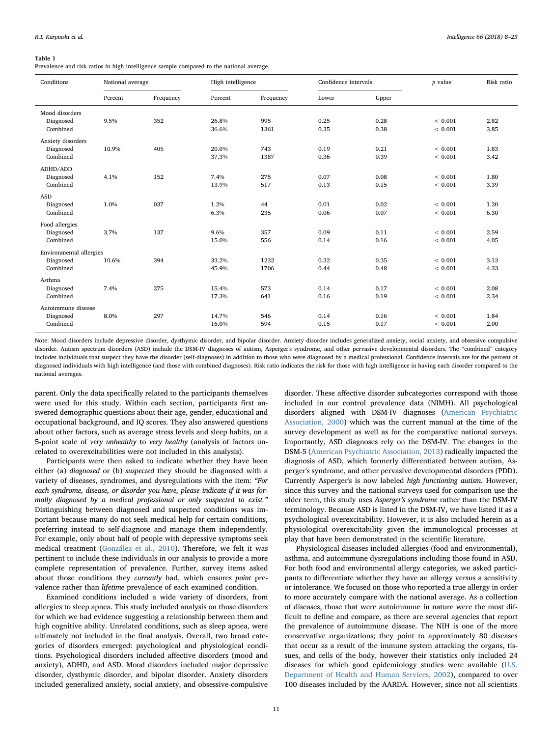**Table 1**
Prevalence and risk ratios in high intelligence sample compared to the national average.

| Conditions | National average | | High intelligence | | Confidence intervals | | *p* value | Risk ratio |
|---|---|---|---|---|---|---|---|---|
| | Percent | Frequency | Percent | Frequency | Lower | Upper | | |
| Mood disorders | | | | | | | | |
| Diagnosed | 9.5% | 352 | 26.8% | 995 | 0.25 | 0.28 | < 0.001 | 2.82 |
| Combined | | | 36.6% | 1361 | 0.35 | 0.38 | < 0.001 | 3.85 |
| Anxiety disorders | | | | | | | | |
| Diagnosed | 10.9% | 405 | 20.0% | 743 | 0.19 | 0.21 | < 0.001 | 1.83 |
| Combined | | | 37.3% | 1387 | 0.36 | 0.39 | < 0.001 | 3.42 |
| ADHD/ADD | | | | | | | | |
| Diagnosed | 4.1% | 152 | 7.4% | 275 | 0.07 | 0.08 | < 0.001 | 1.80 |
| Combined | | | 13.9% | 517 | 0.13 | 0.15 | < 0.001 | 3.39 |
| ASD | | | | | | | | |
| Diagnosed | 1.0% | 037 | 1.2% | 44 | 0.01 | 0.02 | < 0.001 | 1.20 |
| Combined | | | 6.3% | 235 | 0.06 | 0.07 | < 0.001 | 6.30 |
| Food allergies | | | | | | | | |
| Diagnosed | 3.7% | 137 | 9.6% | 357 | 0.09 | 0.11 | < 0.001 | 2.59 |
| Combined | | | 15.0% | 556 | 0.14 | 0.16 | < 0.001 | 4.05 |
| Environmental allergies | | | | | | | | |
| Diagnosed | 10.6% | 394 | 33.2% | 1232 | 0.32 | 0.35 | < 0.001 | 3.13 |
| Combined | | | 45.9% | 1706 | 0.44 | 0.48 | < 0.001 | 4.33 |
| Asthma | | | | | | | | |
| Diagnosed | 7.4% | 275 | 15.4% | 573 | 0.14 | 0.17 | < 0.001 | 2.08 |
| Combined | | | 17.3% | 641 | 0.16 | 0.19 | < 0.001 | 2.34 |
| Autoimmune disease | | | | | | | | |
| Diagnosed | 8.0% | 297 | 14.7% | 546 | 0.14 | 0.16 | < 0.001 | 1.84 |
| Combined | | | 16.0% | 594 | 0.15 | 0.17 | < 0.001 | 2.00 |

Note: Mood disorders include depressive disorder, dysthymic disorder, and bipolar disorder. Anxiety disorder includes generalized anxiety, social anxiety, and obsessive compulsive disorder. Autism spectrum disorders (ASD) include the DSM-IV diagnoses of autism, Asperger's syndrome, and other pervasive developmental disorders. The "combined" category includes individuals that suspect they have the disorder (self-diagnoses) in addition to those who were diagnosed by a medical professional. Confidence intervals are for the percent of diagnosed individuals with high intelligence (and those with combined diagnoses). Risk ratio indicates the risk for those with high intelligence in having each disorder compared to the national averages.

parent. Only the data specifically related to the participants themselves were used for this study. Within each section, participants first answered demographic questions about their age, gender, educational and occupational background, and IQ scores. They also answered questions about other factors, such as average stress levels and sleep habits, on a 5-point scale of *very unhealthy* to *very healthy* (analysis of factors unrelated to overexcitabilities were not included in this analysis).

Participants were then asked to indicate whether they have been either (a) *diagnosed* or (b) *suspected* they should be diagnosed with a variety of diseases, syndromes, and dysregulations with the item: *"For each syndrome, disease, or disorder you have, please indicate if it was formally diagnosed by a medical professional or only suspected to exist."* Distinguishing between diagnosed and suspected conditions was important because many do not seek medical help for certain conditions, preferring instead to self-diagnose and manage them independently. For example, only about half of people with depressive symptoms seek medical treatment (González et al., 2010). Therefore, we felt it was pertinent to include these individuals in our analysis to provide a more complete representation of prevalence. Further, survey items asked about those conditions they *currently* had, which ensures *point* prevalence rather than *lifetime* prevalence of each examined condition.

Examined conditions included a wide variety of disorders, from allergies to sleep apnea. This study included analysis on those disorders for which we had evidence suggesting a relationship between them and high cognitive ability. Unrelated conditions, such as sleep apnea, were ultimately not included in the final analysis. Overall, two broad categories of disorders emerged: psychological and physiological conditions. Psychological disorders included affective disorders (mood and anxiety), ADHD, and ASD. Mood disorders included major depressive disorder, dysthymic disorder, and bipolar disorder. Anxiety disorders included generalized anxiety, social anxiety, and obsessive-compulsive disorder. These affective disorder subcategories correspond with those included in our control prevalence data (NIMH). All psychological disorders aligned with DSM-IV diagnoses (American Psychiatric Association, 2000) which was the current manual at the time of the survey development as well as for the comparative national surveys. Importantly, ASD diagnoses rely on the DSM-IV. The changes in the DSM-5 (American Psychiatric Association, 2013) radically impacted the diagnosis of ASD, which formerly differentiated between autism, Asperger's syndrome, and other pervasive developmental disorders (PDD). Currently Asperger's is now labeled *high functioning autism.* However, since this survey and the national surveys used for comparison use the older term, this study uses *Asperger's syndrome* rather than the DSM-IV terminology. Because ASD is listed in the DSM-IV, we have listed it as a psychological overexcitability. However, it is also included herein as a physiological overexcitability given the immunological processes at play that have been demonstrated in the scientific literature.

Physiological diseases included allergies (food and environmental), asthma, and autoimmune dysregulations including those found in ASD. For both food and environmental allergy categories, we asked participants to differentiate whether they have an allergy versus a sensitivity or intolerance. We focused on those who reported a true allergy in order to more accurately compare with the national average. As a collection of diseases, those that were autoimmune in nature were the most difficult to define and compare, as there are several agencies that report the prevalence of autoimmune disease. The NIH is one of the more conservative organizations; they point to approximately 80 diseases that occur as a result of the immune system attacking the organs, tissues, and cells of the body, however their statistics only included 24 diseases for which good epidemiology studies were available (U.S. Department of Health and Human Services, 2002), compared to over 100 diseases included by the AARDA. However, since not all scientists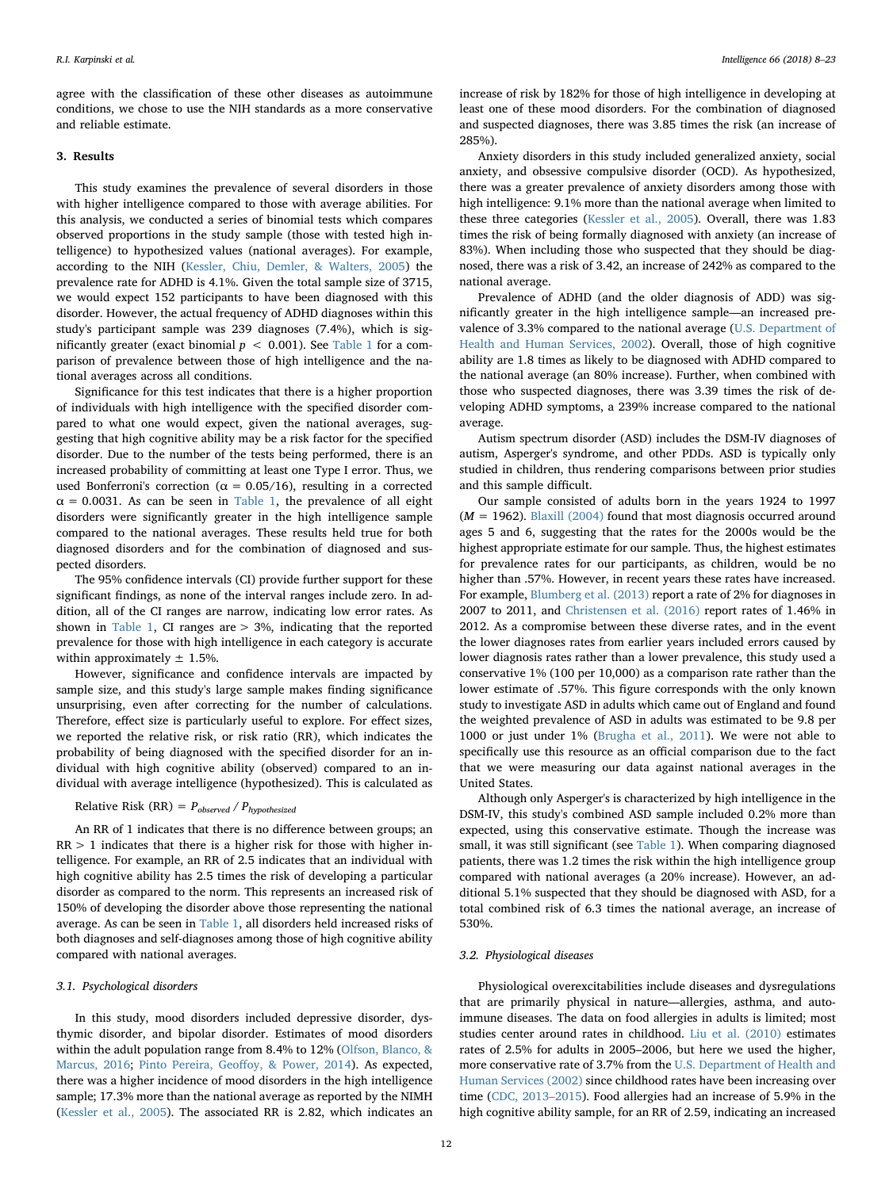agree with the classification of these other diseases as autoimmune conditions, we chose to use the NIH standards as a more conservative and reliable estimate.

## 3. Results

This study examines the prevalence of several disorders in those with higher intelligence compared to those with average abilities. For this analysis, we conducted a series of binomial tests which compares observed proportions in the study sample (those with tested high intelligence) to hypothesized values (national averages). For example, according to the NIH (Kessler, Chiu, Demler, & Walters, 2005) the prevalence rate for ADHD is 4.1%. Given the total sample size of 3715, we would expect 152 participants to have been diagnosed with this disorder. However, the actual frequency of ADHD diagnoses within this study's participant sample was 239 diagnoses (7.4%), which is significantly greater (exact binomial $p < 0.001$). See Table 1 for a comparison of prevalence between those of high intelligence and the national averages across all conditions.

Significance for this test indicates that there is a higher proportion of individuals with high intelligence with the specified disorder compared to what one would expect, given the national averages, suggesting that high cognitive ability may be a risk factor for the specified disorder. Due to the number of the tests being performed, there is an increased probability of committing at least one Type I error. Thus, we used Bonferroni's correction ($\alpha = 0.05/16$), resulting in a corrected $\alpha = 0.0031$. As can be seen in Table 1, the prevalence of all eight disorders were significantly greater in the high intelligence sample compared to the national averages. These results held true for both diagnosed disorders and for the combination of diagnosed and suspected disorders.

The 95% confidence intervals (CI) provide further support for these significant findings, as none of the interval ranges include zero. In addition, all of the CI ranges are narrow, indicating low error rates. As shown in Table 1, CI ranges are > 3%, indicating that the reported prevalence for those with high intelligence in each category is accurate within approximately ± 1.5%.

However, significance and confidence intervals are impacted by sample size, and this study's large sample makes finding significance unsurprising, even after correcting for the number of calculations. Therefore, effect size is particularly useful to explore. For effect sizes, we reported the relative risk, or risk ratio (RR), which indicates the probability of being diagnosed with the specified disorder for an individual with high cognitive ability (observed) compared to an individual with average intelligence (hypothesized). This is calculated as

$$\text{Relative Risk (RR)} = P_{observed} / P_{hypothesized}$$

An RR of 1 indicates that there is no difference between groups; an RR > 1 indicates that there is a higher risk for those with higher intelligence. For example, an RR of 2.5 indicates that an individual with high cognitive ability has 2.5 times the risk of developing a particular disorder as compared to the norm. This represents an increased risk of 150% of developing the disorder above those representing the national average. As can be seen in Table 1, all disorders held increased risks of both diagnoses and self-diagnoses among those of high cognitive ability compared with national averages.

### 3.1. Psychological disorders

In this study, mood disorders included depressive disorder, dysthymic disorder, and bipolar disorder. Estimates of mood disorders within the adult population range from 8.4% to 12% (Olfson, Blanco, & Marcus, 2016; Pinto Pereira, Geoffoy, & Power, 2014). As expected, there was a higher incidence of mood disorders in the high intelligence sample; 17.3% more than the national average as reported by the NIMH (Kessler et al., 2005). The associated RR is 2.82, which indicates an increase of risk by 182% for those of high intelligence in developing at least one of these mood disorders. For the combination of diagnosed and suspected diagnoses, there was 3.85 times the risk (an increase of 285%).

Anxiety disorders in this study included generalized anxiety, social anxiety, and obsessive compulsive disorder (OCD). As hypothesized, there was a greater prevalence of anxiety disorders among those with high intelligence: 9.1% more than the national average when limited to these three categories (Kessler et al., 2005). Overall, there was 1.83 times the risk of being formally diagnosed with anxiety (an increase of 83%). When including those who suspected that they should be diagnosed, there was a risk of 3.42, an increase of 242% as compared to the national average.

Prevalence of ADHD (and the older diagnosis of ADD) was significantly greater in the high intelligence sample—an increased prevalence of 3.3% compared to the national average (U.S. Department of Health and Human Services, 2002). Overall, those of high cognitive ability are 1.8 times as likely to be diagnosed with ADHD compared to the national average (an 80% increase). Further, when combined with those who suspected diagnoses, there was 3.39 times the risk of developing ADHD symptoms, a 239% increase compared to the national average.

Autism spectrum disorder (ASD) includes the DSM-IV diagnoses of autism, Asperger's syndrome, and other PDDs. ASD is typically only studied in children, thus rendering comparisons between prior studies and this sample difficult.

Our sample consisted of adults born in the years 1924 to 1997 ($M = 1962$). Blaxill (2004) found that most diagnosis occurred around ages 5 and 6, suggesting that the rates for the 2000s would be the highest appropriate estimate for our sample. Thus, the highest estimates for prevalence rates for our participants, as children, would be no higher than .57%. However, in recent years these rates have increased. For example, Blumberg et al. (2013) report a rate of 2% for diagnoses in 2007 to 2011, and Christensen et al. (2016) report rates of 1.46% in 2012. As a compromise between these diverse rates, and in the event the lower diagnoses rates from earlier years included errors caused by lower diagnosis rates rather than a lower prevalence, this study used a conservative 1% (100 per 10,000) as a comparison rate rather than the lower estimate of .57%. This figure corresponds with the only known study to investigate ASD in adults which came out of England and found the weighted prevalence of ASD in adults was estimated to be 9.8 per 1000 or just under 1% (Brugha et al., 2011). We were not able to specifically use this resource as an official comparison due to the fact that we were measuring our data against national averages in the United States.

Although only Asperger's is characterized by high intelligence in the DSM-IV, this study's combined ASD sample included 0.2% more than expected, using this conservative estimate. Though the increase was small, it was still significant (see Table 1). When comparing diagnosed patients, there was 1.2 times the risk within the high intelligence group compared with national averages (a 20% increase). However, an additional 5.1% suspected that they should be diagnosed with ASD, for a total combined risk of 6.3 times the national average, an increase of 530%.

### 3.2. Physiological diseases

Physiological overexcitabilities include diseases and dysregulations that are primarily physical in nature—allergies, asthma, and autoimmune diseases. The data on food allergies in adults is limited; most studies center around rates in childhood. Liu et al. (2010) estimates rates of 2.5% for adults in 2005–2006, but here we used the higher, more conservative rate of 3.7% from the U.S. Department of Health and Human Services (2002) since childhood rates have been increasing over time (CDC, 2013–2015). Food allergies had an increase of 5.9% in the high cognitive ability sample, for an RR of 2.59, indicating an increased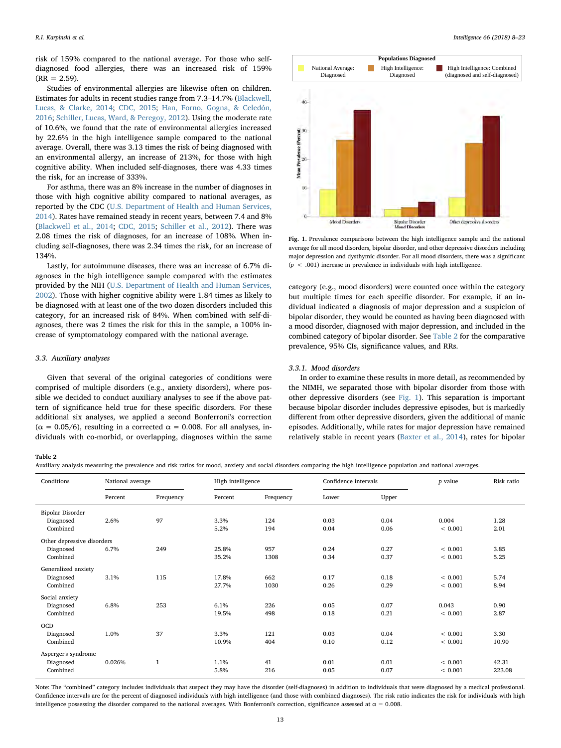risk of 159% compared to the national average. For those who self-diagnosed food allergies, there was an increased risk of 159% (RR = 2.59).

Studies of environmental allergies are likewise often on children. Estimates for adults in recent studies range from 7.3–14.7% (Blackwell, Lucas, & Clarke, 2014; CDC, 2015; Han, Forno, Gogna, & Celedón, 2016; Schiller, Lucas, Ward, & Peregoy, 2012). Using the moderate rate of 10.6%, we found that the rate of environmental allergies increased by 22.6% in the high intelligence sample compared to the national average. Overall, there was 3.13 times the risk of being diagnosed with an environmental allergy, an increase of 213%, for those with high cognitive ability. When included self-diagnoses, there was 4.33 times the risk, for an increase of 333%.

For asthma, there was an 8% increase in the number of diagnoses in those with high cognitive ability compared to national averages, as reported by the CDC (U.S. Department of Health and Human Services, 2014). Rates have remained steady in recent years, between 7.4 and 8% (Blackwell et al., 2014; CDC, 2015; Schiller et al., 2012). There was 2.08 times the risk of diagnoses, for an increase of 108%. When including self-diagnoses, there was 2.34 times the risk, for an increase of 134%.

Lastly, for autoimmune diseases, there was an increase of 6.7% diagnoses in the high intelligence sample compared with the estimates provided by the NIH (U.S. Department of Health and Human Services, 2002). Those with higher cognitive ability were 1.84 times as likely to be diagnosed with at least one of the two dozen disorders included this category, for an increased risk of 84%. When combined with self-diagnoses, there was 2 times the risk for this in the sample, a 100% increase of symptomatology compared with the national average.

### 3.3. Auxiliary analyses

Given that several of the original categories of conditions were comprised of multiple disorders (e.g., anxiety disorders), where possible we decided to conduct auxiliary analyses to see if the above pattern of significance held true for these specific disorders. For these additional six analyses, we applied a second Bonferroni's correction ($\alpha = 0.05/6$), resulting in a corrected $\alpha = 0.008$. For all analyses, individuals with co-morbid, or overlapping, diagnoses within the same category (e.g., mood disorders) were counted once within the category but multiple times for each specific disorder. For example, if an individual indicated a diagnosis of major depression and a suspicion of bipolar disorder, they would be counted as having been diagnosed with a mood disorder, diagnosed with major depression, and included in the combined category of bipolar disorder. See Table 2 for the comparative prevalence, 95% CIs, significance values, and RRs.

**Fig. 1.** Prevalence comparisons between the high intelligence sample and the national average for all mood disorders, bipolar disorder, and other depressive disorders including major depression and dysthymic disorder. For all mood disorders, there was a significant ($p < .001$) increase in prevalence in individuals with high intelligence.

#### 3.3.1. Mood disorders

In order to examine these results in more detail, as recommended by the NIMH, we separated those with bipolar disorder from those with other depressive disorders (see Fig. 1). This separation is important because bipolar disorder includes depressive episodes, but is markedly different from other depressive disorders, given the additional of manic episodes. Additionally, while rates for major depression have remained relatively stable in recent years (Baxter et al., 2014), rates for bipolar

**Table 2**
Auxiliary analysis measuring the prevalence and risk ratios for mood, anxiety and social disorders comparing the high intelligence population and national averages.

| Conditions | National average | | High intelligence | | Confidence intervals | | *p* value | Risk ratio |
|---|---|---|---|---|---|---|---|---|
| | Percent | Frequency | Percent | Frequency | Lower | Upper | | |
| Bipolar Disorder | | | | | | | | |
| Diagnosed | 2.6% | 97 | 3.3% | 124 | 0.03 | 0.04 | 0.004 | 1.28 |
| Combined | | | 5.2% | 194 | 0.04 | 0.06 | < 0.001 | 2.01 |
| Other depressive disorders | | | | | | | | |
| Diagnosed | 6.7% | 249 | 25.8% | 957 | 0.24 | 0.27 | < 0.001 | 3.85 |
| Combined | | | 35.2% | 1308 | 0.34 | 0.37 | < 0.001 | 5.25 |
| Generalized anxiety | | | | | | | | |
| Diagnosed | 3.1% | 115 | 17.8% | 662 | 0.17 | 0.18 | < 0.001 | 5.74 |
| Combined | | | 27.7% | 1030 | 0.26 | 0.29 | < 0.001 | 8.94 |
| Social anxiety | | | | | | | | |
| Diagnosed | 6.8% | 253 | 6.1% | 226 | 0.05 | 0.07 | 0.043 | 0.90 |
| Combined | | | 19.5% | 498 | 0.18 | 0.21 | < 0.001 | 2.87 |
| OCD | | | | | | | | |
| Diagnosed | 1.0% | 37 | 3.3% | 121 | 0.03 | 0.04 | < 0.001 | 3.30 |
| Combined | | | 10.9% | 404 | 0.10 | 0.12 | < 0.001 | 10.90 |
| Asperger's syndrome | | | | | | | | |
| Diagnosed | 0.026% | 1 | 1.1% | 41 | 0.01 | 0.01 | < 0.001 | 42.31 |
| Combined | | | 5.8% | 216 | 0.05 | 0.07 | < 0.001 | 223.08 |

Note: The "combined" category includes individuals that suspect they may have the disorder (self-diagnoses) in addition to individuals that were diagnosed by a medical professional. Confidence intervals are for the percent of diagnosed individuals with high intelligence (and those with combined diagnoses). The risk ratio indicates the risk for individuals with high intelligence possessing the disorder compared to the national averages. With Bonferroni's correction, significance assessed at $\alpha = 0.008$.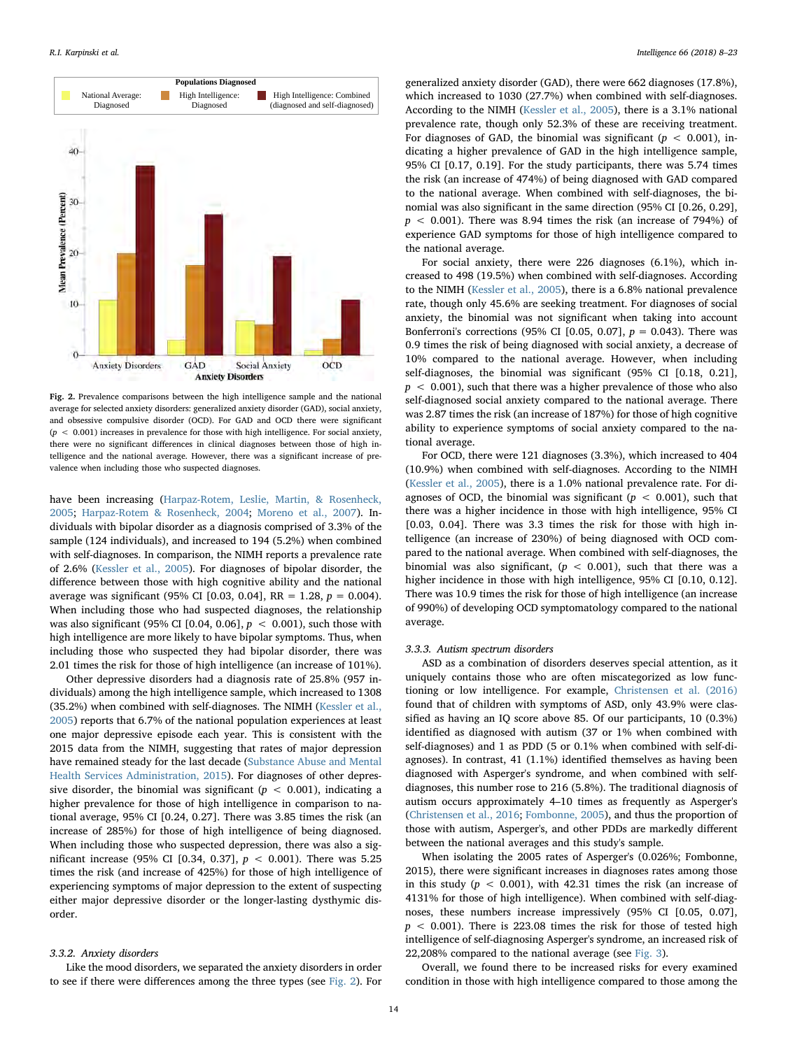Fig. 2. Prevalence comparisons between the high intelligence sample and the national average for selected anxiety disorders: generalized anxiety disorder (GAD), social anxiety, and obsessive compulsive disorder (OCD). For GAD and OCD there were significant ($p < 0.001$) increases in prevalence for those with high intelligence. For social anxiety, there were no significant differences in clinical diagnoses between those of high intelligence and the national average. However, there was a significant increase of prevalence when including those who suspected diagnoses.

have been increasing (Harpaz-Rotem, Leslie, Martin, & Rosenheck, 2005; Harpaz-Rotem & Rosenheck, 2004; Moreno et al., 2007). Individuals with bipolar disorder as a diagnosis comprised of 3.3% of the sample (124 individuals), and increased to 194 (5.2%) when combined with self-diagnoses. In comparison, the NIMH reports a prevalence rate of 2.6% (Kessler et al., 2005). For diagnoses of bipolar disorder, the difference between those with high cognitive ability and the national average was significant (95% CI [0.03, 0.04], RR = 1.28, $p = 0.004$). When including those who had suspected diagnoses, the relationship was also significant (95% CI [0.04, 0.06], $p < 0.001$), such those with high intelligence are more likely to have bipolar symptoms. Thus, when including those who suspected they had bipolar disorder, there was 2.01 times the risk for those of high intelligence (an increase of 101%).

Other depressive disorders had a diagnosis rate of 25.8% (957 individuals) among the high intelligence sample, which increased to 1308 (35.2%) when combined with self-diagnoses. The NIMH (Kessler et al., 2005) reports that 6.7% of the national population experiences at least one major depressive episode each year. This is consistent with the 2015 data from the NIMH, suggesting that rates of major depression have remained steady for the last decade (Substance Abuse and Mental Health Services Administration, 2015). For diagnoses of other depressive disorder, the binomial was significant ($p < 0.001$), indicating a higher prevalence for those of high intelligence in comparison to national average, 95% CI [0.24, 0.27]. There was 3.85 times the risk (an increase of 285%) for those of high intelligence of being diagnosed. When including those who suspected depression, there was also a significant increase (95% CI [0.34, 0.37], $p < 0.001$). There was 5.25 times the risk (and increase of 425%) for those of high intelligence of experiencing symptoms of major depression to the extent of suspecting either major depressive disorder or the longer-lasting dysthymic disorder.

### 3.3.2. Anxiety disorders

Like the mood disorders, we separated the anxiety disorders in order to see if there were differences among the three types (see Fig. 2). For generalized anxiety disorder (GAD), there were 662 diagnoses (17.8%), which increased to 1030 (27.7%) when combined with self-diagnoses. According to the NIMH (Kessler et al., 2005), there is a 3.1% national prevalence rate, though only 52.3% of these are receiving treatment. For diagnoses of GAD, the binomial was significant ($p < 0.001$), indicating a higher prevalence of GAD in the high intelligence sample, 95% CI [0.17, 0.19]. For the study participants, there was 5.74 times the risk (an increase of 474%) of being diagnosed with GAD compared to the national average. When combined with self-diagnoses, the binomial was also significant in the same direction (95% CI [0.26, 0.29], $p < 0.001$). There was 8.94 times the risk (an increase of 794%) of experience GAD symptoms for those of high intelligence compared to the national average.

For social anxiety, there were 226 diagnoses (6.1%), which increased to 498 (19.5%) when combined with self-diagnoses. According to the NIMH (Kessler et al., 2005), there is a 6.8% national prevalence rate, though only 45.6% are seeking treatment. For diagnoses of social anxiety, the binomial was not significant when taking into account Bonferroni's corrections (95% CI [0.05, 0.07], $p = 0.043$). There was 0.9 times the risk of being diagnosed with social anxiety, a decrease of 10% compared to the national average. However, when including self-diagnoses, the binomial was significant (95% CI [0.18, 0.21], $p < 0.001$), such that there was a higher prevalence of those who also self-diagnosed social anxiety compared to the national average. There was 2.87 times the risk (an increase of 187%) for those of high cognitive ability to experience symptoms of social anxiety compared to the national average.

For OCD, there were 121 diagnoses (3.3%), which increased to 404 (10.9%) when combined with self-diagnoses. According to the NIMH (Kessler et al., 2005), there is a 1.0% national prevalence rate. For diagnoses of OCD, the binomial was significant ($p < 0.001$), such that there was a higher incidence in those with high intelligence, 95% CI [0.03, 0.04]. There was 3.3 times the risk for those with high intelligence (an increase of 230%) of being diagnosed with OCD compared to the national average. When combined with self-diagnoses, the binomial was also significant, ($p < 0.001$), such that there was a higher incidence in those with high intelligence, 95% CI [0.10, 0.12]. There was 10.9 times the risk for those of high intelligence (an increase of 990%) of developing OCD symptomatology compared to the national average.

### 3.3.3. Autism spectrum disorders

ASD as a combination of disorders deserves special attention, as it uniquely contains those who are often miscategorized as low functioning or low intelligence. For example, Christensen et al. (2016) found that of children with symptoms of ASD, only 43.9% were classified as having an IQ score above 85. Of our participants, 10 (0.3%) identified as diagnosed with autism (37 or 1% when combined with self-diagnoses) and 1 as PDD (5 or 0.1% when combined with self-diagnoses). In contrast, 41 (1.1%) identified themselves as having been diagnosed with Asperger's syndrome, and when combined with self-diagnoses, this number rose to 216 (5.8%). The traditional diagnosis of autism occurs approximately 4–10 times as frequently as Asperger's (Christensen et al., 2016; Fombonne, 2005), and thus the proportion of those with autism, Asperger's, and other PDDs are markedly different between the national averages and this study's sample.

When isolating the 2005 rates of Asperger's (0.026%; Fombonne, 2015), there were significant increases in diagnoses rates among those in this study ($p < 0.001$), with 42.31 times the risk (an increase of 4131% for those of high intelligence). When combined with self-diagnoses, these numbers increase impressively (95% CI [0.05, 0.07], $p < 0.001$). There is 223.08 times the risk for those of tested high intelligence of self-diagnosing Asperger's syndrome, an increased risk of 22,208% compared to the national average (see Fig. 3).

Overall, we found there to be increased risks for every examined condition in those with high intelligence compared to those among the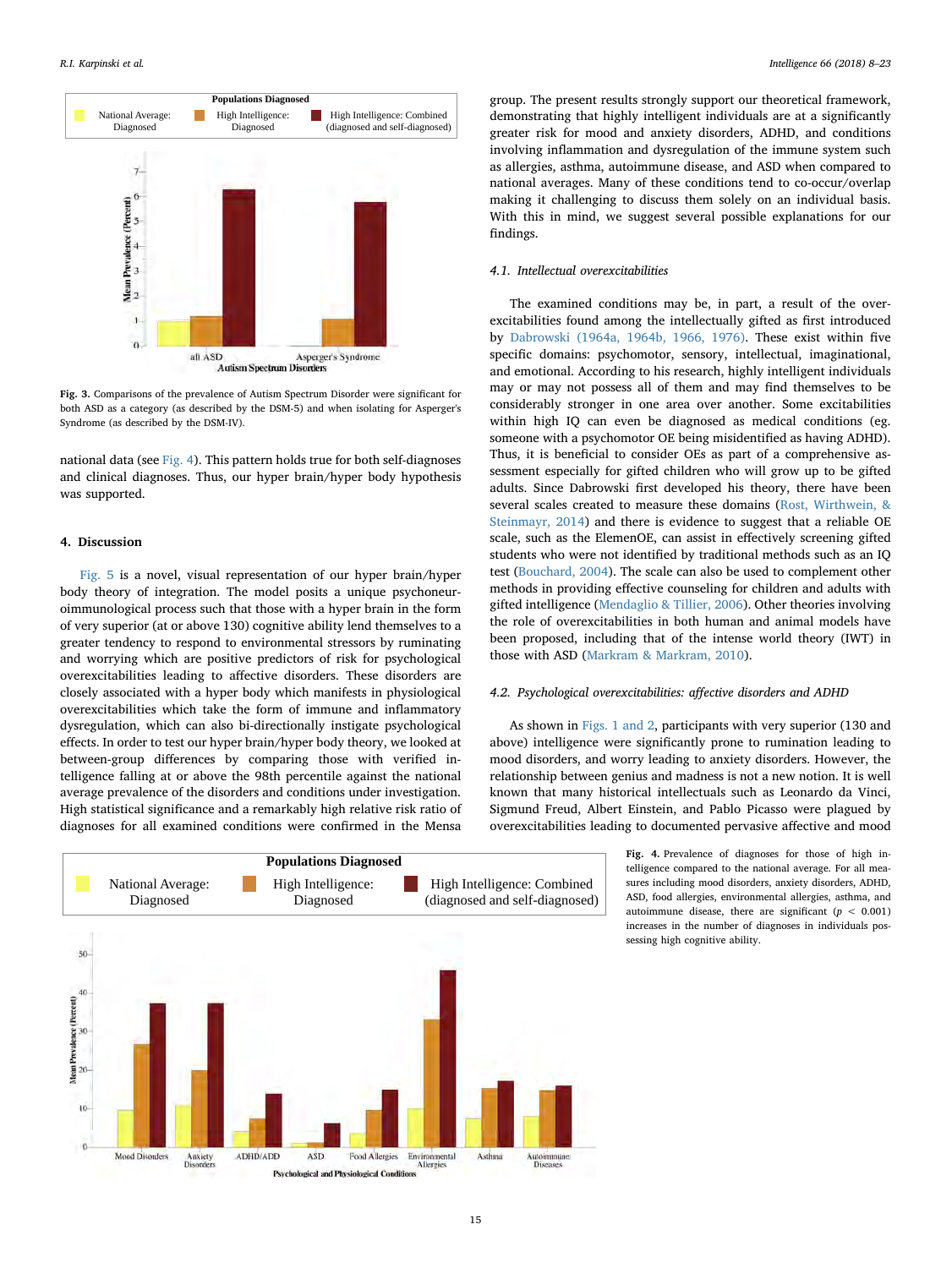Fig. 3. Comparisons of the prevalence of Autism Spectrum Disorder were significant for both ASD as a category (as described by the DSM-5) and when isolating for Asperger's Syndrome (as described by the DSM-IV).

national data (see Fig. 4). This pattern holds true for both self-diagnoses and clinical diagnoses. Thus, our hyper brain/hyper body hypothesis was supported.

## 4. Discussion

Fig. 5 is a novel, visual representation of our hyper brain/hyper body theory of integration. The model posits a unique psychoneuroimmunological process such that those with a hyper brain in the form of very superior (at or above 130) cognitive ability lend themselves to a greater tendency to respond to environmental stressors by ruminating and worrying which are positive predictors of risk for psychological overexcitabilities leading to affective disorders. These disorders are closely associated with a hyper body which manifests in physiological overexcitabilities which take the form of immune and inflammatory dysregulation, which can also bi-directionally instigate psychological effects. In order to test our hyper brain/hyper body theory, we looked at between-group differences by comparing those with verified intelligence falling at or above the 98th percentile against the national average prevalence of the disorders and conditions under investigation. High statistical significance and a remarkably high relative risk ratio of diagnoses for all examined conditions were confirmed in the Mensa group. The present results strongly support our theoretical framework, demonstrating that highly intelligent individuals are at a significantly greater risk for mood and anxiety disorders, ADHD, and conditions involving inflammation and dysregulation of the immune system such as allergies, asthma, autoimmune disease, and ASD when compared to national averages. Many of these conditions tend to co-occur/overlap making it challenging to discuss them solely on an individual basis. With this in mind, we suggest several possible explanations for our findings.

### 4.1. Intellectual overexcitabilities

The examined conditions may be, in part, a result of the overexcitabilities found among the intellectually gifted as first introduced by Dabrowski (1964a, 1964b, 1966, 1976). These exist within five specific domains: psychomotor, sensory, intellectual, imaginational, and emotional. According to his research, highly intelligent individuals may or may not possess all of them and may find themselves to be considerably stronger in one area over another. Some excitabilities within high IQ can even be diagnosed as medical conditions (eg. someone with a psychomotor OE being misidentified as having ADHD). Thus, it is beneficial to consider OEs as part of a comprehensive assessment especially for gifted children who will grow up to be gifted adults. Since Dabrowski first developed his theory, there have been several scales created to measure these domains (Rost, Wirthwein, & Steinmayr, 2014) and there is evidence to suggest that a reliable OE scale, such as the ElemenOE, can assist in effectively screening gifted students who were not identified by traditional methods such as an IQ test (Bouchard, 2004). The scale can also be used to complement other methods in providing effective counseling for children and adults with gifted intelligence (Mendaglio & Tillier, 2006). Other theories involving the role of overexcitabilities in both human and animal models have been proposed, including that of the intense world theory (IWT) in those with ASD (Markram & Markram, 2010).

### 4.2. Psychological overexcitabilities: affective disorders and ADHD

As shown in Figs. 1 and 2, participants with very superior (130 and above) intelligence were significantly prone to rumination leading to mood disorders, and worry leading to anxiety disorders. However, the relationship between genius and madness is not a new notion. It is well known that many historical intellectuals such as Leonardo da Vinci, Sigmund Freud, Albert Einstein, and Pablo Picasso were plagued by overexcitabilities leading to documented pervasive affective and mood

Fig. 4. Prevalence of diagnoses for those of high intelligence compared to the national average. For all measures including mood disorders, anxiety disorders, ADHD, ASD, food allergies, environmental allergies, asthma, and autoimmune disease, there are significant ($p < 0.001$) increases in the number of diagnoses in individuals possessing high cognitive ability.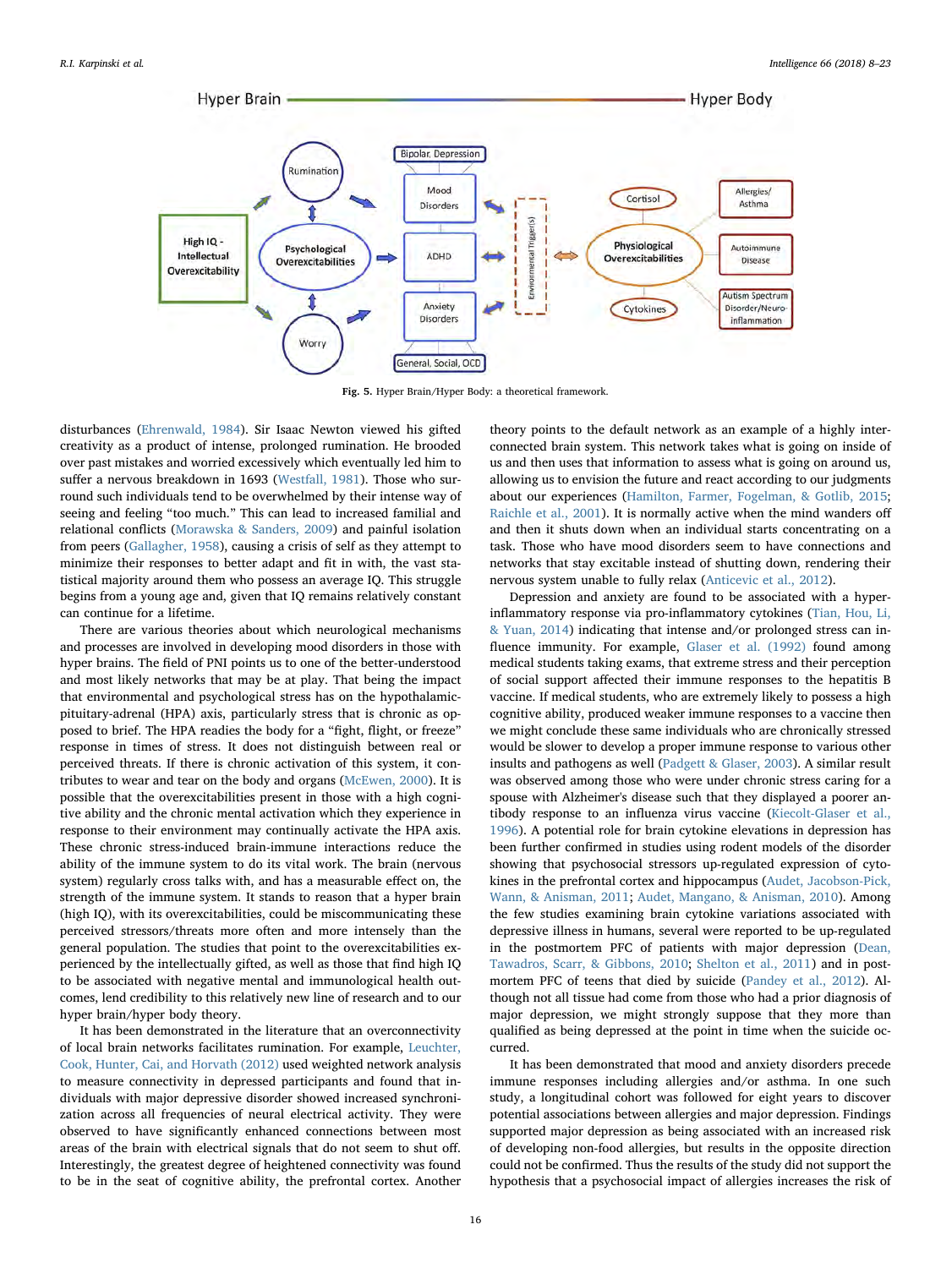Hyper Brain

Hyper Body

High IQ - Intellectual Overexcitability

Rumination

Psychological Overexcitabilities

Worry

Bipolar, Depression

Mood Disorders

ADHD

Anxiety Disorders

General, Social, OCD

Environmental Trigger(s)

Cortisol

Physiological Overexcitabilities

Cytokines

Allergies/ Asthma

Autoimmune Disease

Autism Spectrum Disorder/Neuro-inflammation

**Fig. 5.** Hyper Brain/Hyper Body: a theoretical framework.

disturbances (Ehrenwald, 1984). Sir Isaac Newton viewed his gifted creativity as a product of intense, prolonged rumination. He brooded over past mistakes and worried excessively which eventually led him to suffer a nervous breakdown in 1693 (Westfall, 1981). Those who surround such individuals tend to be overwhelmed by their intense way of seeing and feeling "too much." This can lead to increased familial and relational conflicts (Morawska & Sanders, 2009) and painful isolation from peers (Gallagher, 1958), causing a crisis of self as they attempt to minimize their responses to better adapt and fit in with, the vast statistical majority around them who possess an average IQ. This struggle begins from a young age and, given that IQ remains relatively constant can continue for a lifetime.

There are various theories about which neurological mechanisms and processes are involved in developing mood disorders in those with hyper brains. The field of PNI points us to one of the better-understood and most likely networks that may be at play. That being the impact that environmental and psychological stress has on the hypothalamic-pituitary-adrenal (HPA) axis, particularly stress that is chronic as opposed to brief. The HPA readies the body for a "fight, flight, or freeze" response in times of stress. It does not distinguish between real or perceived threats. If there is chronic activation of this system, it contributes to wear and tear on the body and organs (McEwen, 2000). It is possible that the overexcitabilities present in those with a high cognitive ability and the chronic mental activation which they experience in response to their environment may continually activate the HPA axis. These chronic stress-induced brain-immune interactions reduce the ability of the immune system to do its vital work. The brain (nervous system) regularly cross talks with, and has a measurable effect on, the strength of the immune system. It stands to reason that a hyper brain (high IQ), with its overexcitabilities, could be miscommunicating these perceived stressors/threats more often and more intensely than the general population. The studies that point to the overexcitabilities experienced by the intellectually gifted, as well as those that find high IQ to be associated with negative mental and immunological health outcomes, lend credibility to this relatively new line of research and to our hyper brain/hyper body theory.

It has been demonstrated in the literature that an overconnectivity of local brain networks facilitates rumination. For example, Leuchter, Cook, Hunter, Cai, and Horvath (2012) used weighted network analysis to measure connectivity in depressed participants and found that individuals with major depressive disorder showed increased synchronization across all frequencies of neural electrical activity. They were observed to have significantly enhanced connections between most areas of the brain with electrical signals that do not seem to shut off. Interestingly, the greatest degree of heightened connectivity was found to be in the seat of cognitive ability, the prefrontal cortex. Another theory points to the default network as an example of a highly interconnected brain system. This network takes what is going on inside of us and then uses that information to assess what is going on around us, allowing us to envision the future and react according to our judgments about our experiences (Hamilton, Farmer, Fogelman, & Gotlib, 2015; Raichle et al., 2001). It is normally active when the mind wanders off and then it shuts down when an individual starts concentrating on a task. Those who have mood disorders seem to have connections and networks that stay excitable instead of shutting down, rendering their nervous system unable to fully relax (Anticevic et al., 2012).

Depression and anxiety are found to be associated with a hyper-inflammatory response via pro-inflammatory cytokines (Tian, Hou, Li, & Yuan, 2014) indicating that intense and/or prolonged stress can influence immunity. For example, Glaser et al. (1992) found among medical students taking exams, that extreme stress and their perception of social support affected their immune responses to the hepatitis B vaccine. If medical students, who are extremely likely to possess a high cognitive ability, produced weaker immune responses to a vaccine then we might conclude these same individuals who are chronically stressed would be slower to develop a proper immune response to various other insults and pathogens as well (Padgett & Glaser, 2003). A similar result was observed among those who were under chronic stress caring for a spouse with Alzheimer's disease such that they displayed a poorer antibody response to an influenza virus vaccine (Kiecolt-Glaser et al., 1996). A potential role for brain cytokine elevations in depression has been further confirmed in studies using rodent models of the disorder showing that psychosocial stressors up-regulated expression of cytokines in the prefrontal cortex and hippocampus (Audet, Jacobson-Pick, Wann, & Anisman, 2011; Audet, Mangano, & Anisman, 2010). Among the few studies examining brain cytokine variations associated with depressive illness in humans, several were reported to be up-regulated in the postmortem PFC of patients with major depression (Dean, Tawadros, Scarr, & Gibbons, 2010; Shelton et al., 2011) and in postmortem PFC of teens that died by suicide (Pandey et al., 2012). Although not all tissue had come from those who had a prior diagnosis of major depression, we might strongly suppose that they more than qualified as being depressed at the point in time when the suicide occurred.

It has been demonstrated that mood and anxiety disorders precede immune responses including allergies and/or asthma. In one such study, a longitudinal cohort was followed for eight years to discover potential associations between allergies and major depression. Findings supported major depression as being associated with an increased risk of developing non-food allergies, but results in the opposite direction could not be confirmed. Thus the results of the study did not support the hypothesis that a psychosocial impact of allergies increases the risk of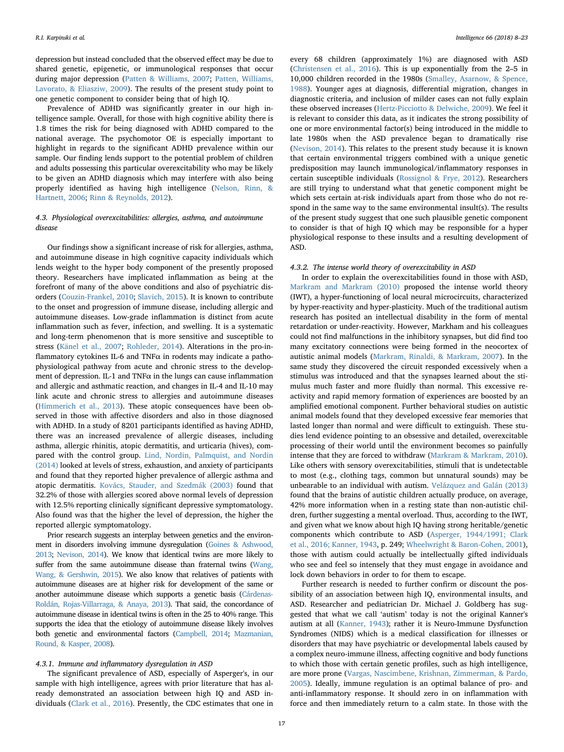depression but instead concluded that the observed effect may be due to shared genetic, epigenetic, or immunological responses that occur during major depression (Patten & Williams, 2007; Patten, Williams, Lavorato, & Eliasziw, 2009). The results of the present study point to one genetic component to consider being that of high IQ.

Prevalence of ADHD was significantly greater in our high intelligence sample. Overall, for those with high cognitive ability there is 1.8 times the risk for being diagnosed with ADHD compared to the national average. The psychomotor OE is especially important to highlight in regards to the significant ADHD prevalence within our sample. Our finding lends support to the potential problem of children and adults possessing this particular overexcitability who may be likely to be given an ADHD diagnosis which may interfere with also being properly identified as having high intelligence (Nelson, Rinn, & Hartnett, 2006; Rinn & Reynolds, 2012).

### 4.3. Physiological overexcitabilities: allergies, asthma, and autoimmune disease

Our findings show a significant increase of risk for allergies, asthma, and autoimmune disease in high cognitive capacity individuals which lends weight to the hyper body component of the presently proposed theory. Researchers have implicated inflammation as being at the forefront of many of the above conditions and also of psychiatric disorders (Couzin-Frankel, 2010; Slavich, 2015). It is known to contribute to the onset and progression of immune disease, including allergic and autoimmune diseases. Low-grade inflammation is distinct from acute inflammation such as fever, infection, and swelling. It is a systematic and long-term phenomenon that is more sensitive and susceptible to stress (Känel et al., 2007; Rohleder, 2014). Alterations in the pro-inflammatory cytokines IL-6 and TNFα in rodents may indicate a pathophysiological pathway from acute and chronic stress to the development of depression. IL-1 and TNFα in the lungs can cause inflammation and allergic and asthmatic reaction, and changes in IL-4 and IL-10 may link acute and chronic stress to allergies and autoimmune diseases (Himmerich et al., 2013). These atopic consequences have been observed in those with affective disorders and also in those diagnosed with ADHD. In a study of 8201 participants identified as having ADHD, there was an increased prevalence of allergic diseases, including asthma, allergic rhinitis, atopic dermatitis, and urticaria (hives), compared with the control group. Lind, Nordin, Palmquist, and Nordin (2014) looked at levels of stress, exhaustion, and anxiety of participants and found that they reported higher prevalence of allergic asthma and atopic dermatitis. Kovács, Stauder, and Szedmák (2003) found that 32.2% of those with allergies scored above normal levels of depression with 12.5% reporting clinically significant depressive symptomatology. Also found was that the higher the level of depression, the higher the reported allergic symptomatology.

Prior research suggests an interplay between genetics and the environment in disorders involving immune dysregulation (Goines & Ashwood, 2013; Nevison, 2014). We know that identical twins are more likely to suffer from the same autoimmune disease than fraternal twins (Wang, Wang, & Gershwin, 2015). We also know that relatives of patients with autoimmune diseases are at higher risk for development of the same or another autoimmune disease which supports a genetic basis (Cárdenas-Roldán, Rojas-Villarraga, & Anaya, 2013). That said, the concordance of autoimmune disease in identical twins is often in the 25 to 40% range. This supports the idea that the etiology of autoimmune disease likely involves both genetic and environmental factors (Campbell, 2014; Mazmanian, Round, & Kasper, 2008).

#### 4.3.1. Immune and inflammatory dysregulation in ASD

The significant prevalence of ASD, especially of Asperger's, in our sample with high intelligence, agrees with prior literature that has already demonstrated an association between high IQ and ASD individuals (Clark et al., 2016). Presently, the CDC estimates that one in every 68 children (approximately 1%) are diagnosed with ASD (Christensen et al., 2016). This is up exponentially from the 2–5 in 10,000 children recorded in the 1980s (Smalley, Asarnow, & Spence, 1988). Younger ages at diagnosis, differential migration, changes in diagnostic criteria, and inclusion of milder cases can not fully explain these observed increases (Hertz-Picciotto & Delwiche, 2009). We feel it is relevant to consider this data, as it indicates the strong possibility of one or more environmental factor(s) being introduced in the middle to late 1980s when the ASD prevalence began to dramatically rise (Nevison, 2014). This relates to the present study because it is known that certain environmental triggers combined with a unique genetic predisposition may launch immunological/inflammatory responses in certain susceptible individuals (Rossignol & Frye, 2012). Researchers are still trying to understand what that genetic component might be which sets certain at-risk individuals apart from those who do not respond in the same way to the same environmental insult(s). The results of the present study suggest that one such plausible genetic component to consider is that of high IQ which may be responsible for a hyper physiological response to these insults and a resulting development of ASD.

#### 4.3.2. The intense world theory of overexcitability in ASD

In order to explain the overexcitabilities found in those with ASD, Markram and Markram (2010) proposed the intense world theory (IWT), a hyper-functioning of local neural microcircuits, characterized by hyper-reactivity and hyper-plasticity. Much of the traditional autism research has posited an intellectual disability in the form of mental retardation or under-reactivity. However, Markham and his colleagues could not find malfunctions in the inhibitory synapses, but did find too many excitatory connections were being formed in the neocortex of autistic animal models (Markram, Rinaldi, & Markram, 2007). In the same study they discovered the circuit responded excessively when a stimulus was introduced and that the synapses learned about the stimulus much faster and more fluidly than normal. This excessive reactivity and rapid memory formation of experiences are boosted by an amplified emotional component. Further behavioral studies on autistic animal models found that they developed excessive fear memories that lasted longer than normal and were difficult to extinguish. These studies lend evidence pointing to an obsessive and detailed, overexcitable processing of their world until the environment becomes so painfully intense that they are forced to withdraw (Markram & Markram, 2010). Like others with sensory overexcitabilities, stimuli that is undetectable to most (e.g., clothing tags, common but unnatural sounds) may be unbearable to an individual with autism. Velázquez and Galán (2013) found that the brains of autistic children actually produce, on average, 42% more information when in a resting state than non-autistic children, further suggesting a mental overload. Thus, according to the IWT, and given what we know about high IQ having strong heritable/genetic components which contribute to ASD (Asperger, 1944/1991; Clark et al., 2016; Kanner, 1943, p. 249; Wheelwright & Baron-Cohen, 2001), those with autism could actually be intellectually gifted individuals who see and feel so intensely that they must engage in avoidance and lock down behaviors in order to for them to escape.

Further research is needed to further confirm or discount the possibility of an association between high IQ, environmental insults, and ASD. Researcher and pediatrician Dr. Michael J. Goldberg has suggested that what we call 'autism' today is not the original Kanner's autism at all (Kanner, 1943); rather it is Neuro-Immune Dysfunction Syndromes (NIDS) which is a medical classification for illnesses or disorders that may have psychiatric or developmental labels caused by a complex neuro-immune illness, affecting cognitive and body functions to which those with certain genetic profiles, such as high intelligence, are more prone (Vargas, Nascimbene, Krishnan, Zimmerman, & Pardo, 2005). Ideally, immune regulation is an optimal balance of pro- and anti-inflammatory response. It should zero in on inflammation with force and then immediately return to a calm state. In those with the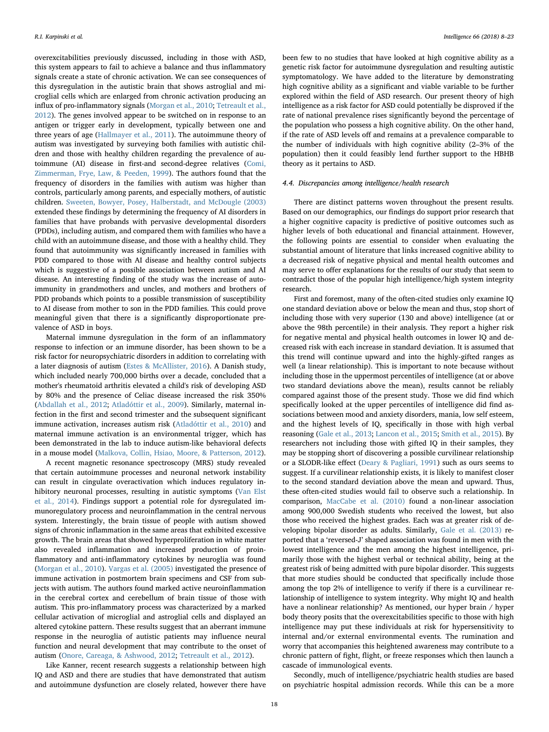overexcitabilities previously discussed, including in those with ASD, this system appears to fail to achieve a balance and thus inflammatory signals create a state of chronic activation. We can see consequences of this dysregulation in the autistic brain that shows astroglial and microglial cells which are enlarged from chronic activation producing an influx of pro-inflammatory signals (Morgan et al., 2010; Tetreault et al., 2012). The genes involved appear to be switched on in response to an antigen or trigger early in development, typically between one and three years of age (Hallmayer et al., 2011). The autoimmune theory of autism was investigated by surveying both families with autistic children and those with healthy children regarding the prevalence of autoimmune (AI) disease in first-and second-degree relatives (Comi, Zimmerman, Frye, Law, & Peeden, 1999). The authors found that the frequency of disorders in the families with autism was higher than controls, particularly among parents, and especially mothers, of autistic children. Sweeten, Bowyer, Posey, Halberstadt, and McDougle (2003) extended these findings by determining the frequency of AI disorders in families that have probands with pervasive developmental disorders (PDDs), including autism, and compared them with families who have a child with an autoimmune disease, and those with a healthy child. They found that autoimmunity was significantly increased in families with PDD compared to those with AI disease and healthy control subjects which is suggestive of a possible association between autism and AI disease. An interesting finding of the study was the increase of autoimmunity in grandmothers and uncles, and mothers and brothers of PDD probands which points to a possible transmission of susceptibility to AI disease from mother to son in the PDD families. This could prove meaningful given that there is a significantly disproportionate prevalence of ASD in boys.

Maternal immune dysregulation in the form of an inflammatory response to infection or an immune disorder, has been shown to be a risk factor for neuropsychiatric disorders in addition to correlating with a later diagnosis of autism (Estes & McAllister, 2016). A Danish study, which included nearly 700,000 births over a decade, concluded that a mother's rheumatoid arthritis elevated a child's risk of developing ASD by 80% and the presence of Celiac disease increased the risk 350% (Abdallah et al., 2012; Atladóttir et al., 2009). Similarly, maternal infection in the first and second trimester and the subsequent significant immune activation, increases autism risk (Atladóttir et al., 2010) and maternal immune activation is an environmental trigger, which has been demonstrated in the lab to induce autism-like behavioral defects in a mouse model (Malkova, Collin, Hsiao, Moore, & Patterson, 2012).

A recent magnetic resonance spectroscopy (MRS) study revealed that certain autoimmune processes and neuronal network instability can result in cingulate overactivation which induces regulatory inhibitory neuronal processes, resulting in autistic symptoms (Van Elst et al., 2014). Findings support a potential role for dysregulated immunoregulatory process and neuroinflammation in the central nervous system. Interestingly, the brain tissue of people with autism showed signs of chronic inflammation in the same areas that exhibited excessive growth. The brain areas that showed hyperproliferation in white matter also revealed inflammation and increased production of proinflammatory and anti-inflammatory cytokines by neuroglia was found (Morgan et al., 2010). Vargas et al. (2005) investigated the presence of immune activation in postmortem brain specimens and CSF from subjects with autism. The authors found marked active neuroinflammation in the cerebral cortex and cerebellum of brain tissue of those with autism. This pro-inflammatory process was characterized by a marked cellular activation of microglial and astroglial cells and displayed an altered cytokine pattern. These results suggest that an aberrant immune response in the neuroglia of autistic patients may influence neural function and neural development that may contribute to the onset of autism (Onore, Careaga, & Ashwood, 2012; Tetreault et al., 2012).

Like Kanner, recent research suggests a relationship between high IQ and ASD and there are studies that have demonstrated that autism and autoimmune dysfunction are closely related, however there have been few to no studies that have looked at high cognitive ability as a genetic risk factor for autoimmune dysregulation and resulting autistic symptomatology. We have added to the literature by demonstrating high cognitive ability as a significant and viable variable to be further explored within the field of ASD research. Our present theory of high intelligence as a risk factor for ASD could potentially be disproved if the rate of national prevalence rises significantly beyond the percentage of the population who possess a high cognitive ability. On the other hand, if the rate of ASD levels off and remains at a prevalence comparable to the number of individuals with high cognitive ability (2–3% of the population) then it could feasibly lend further support to the HBHB theory as it pertains to ASD.

### 4.4. Discrepancies among intelligence/health research

There are distinct patterns woven throughout the present results. Based on our demographics, our findings do support prior research that a higher cognitive capacity is predictive of positive outcomes such as higher levels of both educational and financial attainment. However, the following points are essential to consider when evaluating the substantial amount of literature that links increased cognitive ability to a decreased risk of negative physical and mental health outcomes and may serve to offer explanations for the results of our study that seem to contradict those of the popular high intelligence/high system integrity research.

First and foremost, many of the often-cited studies only examine IQ one standard deviation above or below the mean and thus, stop short of including those with very superior (130 and above) intelligence (at or above the 98th percentile) in their analysis. They report a higher risk for negative mental and physical health outcomes in lower IQ and decreased risk with each increase in standard deviation. It is assumed that this trend will continue upward and into the highly-gifted ranges as well (a linear relationship). This is important to note because without including those in the uppermost percentiles of intelligence (at or above two standard deviations above the mean), results cannot be reliably compared against those of the present study. Those we did find which specifically looked at the upper percentiles of intelligence did find associations between mood and anxiety disorders, mania, low self esteem, and the highest levels of IQ, specifically in those with high verbal reasoning (Gale et al., 2013; Lancon et al., 2015; Smith et al., 2015). By researchers not including those with gifted IQ in their samples, they may be stopping short of discovering a possible curvilinear relationship or a SLODR-like effect (Deary & Pagliari, 1991) such as ours seems to suggest. If a curvilinear relationship exists, it is likely to manifest closer to the second standard deviation above the mean and upward. Thus, these often-cited studies would fail to observe such a relationship. In comparison, MacCabe et al. (2010) found a non-linear association among 900,000 Swedish students who received the lowest, but also those who received the highest grades. Each was at greater risk of developing bipolar disorder as adults. Similarly, Gale et al. (2013) reported that a 'reversed-J' shaped association was found in men with the lowest intelligence and the men among the highest intelligence, primarily those with the highest verbal or technical ability, being at the greatest risk of being admitted with pure bipolar disorder. This suggests that more studies should be conducted that specifically include those among the top 2% of intelligence to verify if there is a curvilinear relationship of intelligence to system integrity. Why might IQ and health have a nonlinear relationship? As mentioned, our hyper brain / hyper body theory posits that the overexcitabilities specific to those with high intelligence may put these individuals at risk for hypersensitivity to internal and/or external environmental events. The rumination and worry that accompanies this heightened awareness may contribute to a chronic pattern of fight, flight, or freeze responses which then launch a cascade of immunological events.

Secondly, much of intelligence/psychiatric health studies are based on psychiatric hospital admission records. While this can be a more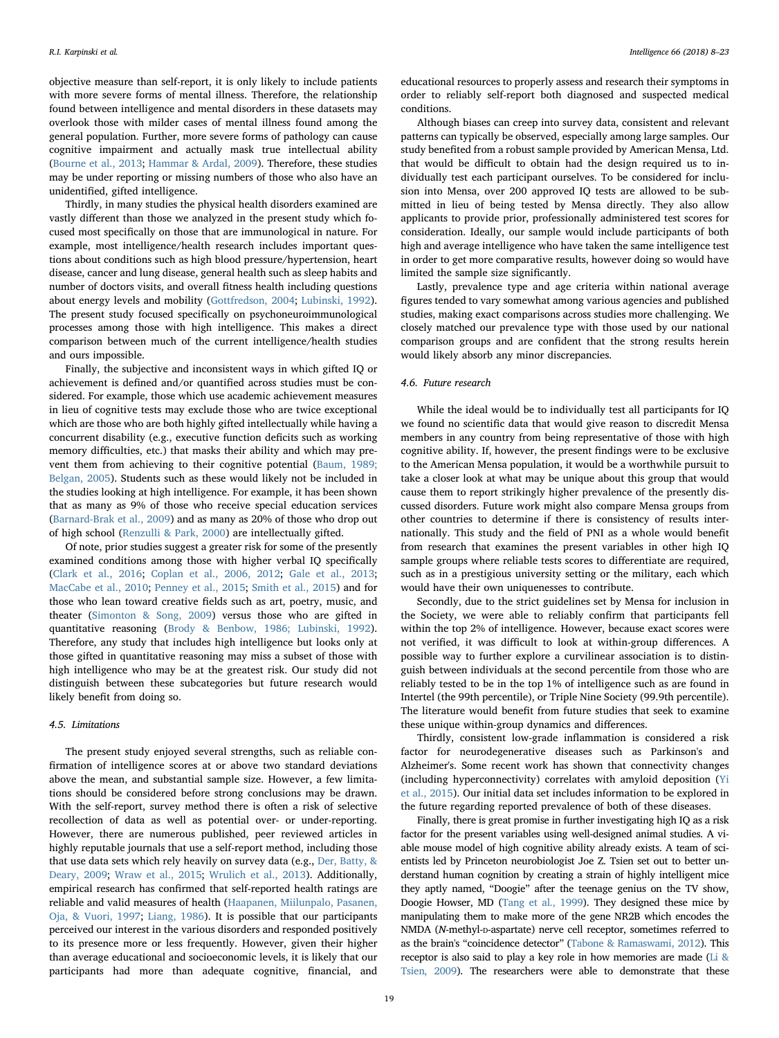objective measure than self-report, it is only likely to include patients with more severe forms of mental illness. Therefore, the relationship found between intelligence and mental disorders in these datasets may overlook those with milder cases of mental illness found among the general population. Further, more severe forms of pathology can cause cognitive impairment and actually mask true intellectual ability (Bourne et al., 2013; Hammar & Ardal, 2009). Therefore, these studies may be under reporting or missing numbers of those who also have an unidentified, gifted intelligence.

Thirdly, in many studies the physical health disorders examined are vastly different than those we analyzed in the present study which focused most specifically on those that are immunological in nature. For example, most intelligence/health research includes important questions about conditions such as high blood pressure/hypertension, heart disease, cancer and lung disease, general health such as sleep habits and number of doctors visits, and overall fitness health including questions about energy levels and mobility (Gottfredson, 2004; Lubinski, 1992). The present study focused specifically on psychoneuroimmunological processes among those with high intelligence. This makes a direct comparison between much of the current intelligence/health studies and ours impossible.

Finally, the subjective and inconsistent ways in which gifted IQ or achievement is defined and/or quantified across studies must be considered. For example, those which use academic achievement measures in lieu of cognitive tests may exclude those who are twice exceptional which are those who are both highly gifted intellectually while having a concurrent disability (e.g., executive function deficits such as working memory difficulties, etc.) that masks their ability and which may prevent them from achieving to their cognitive potential (Baum, 1989; Belgan, 2005). Students such as these would likely not be included in the studies looking at high intelligence. For example, it has been shown that as many as 9% of those who receive special education services (Barnard-Brak et al., 2009) and as many as 20% of those who drop out of high school (Renzulli & Park, 2000) are intellectually gifted.

Of note, prior studies suggest a greater risk for some of the presently examined conditions among those with higher verbal IQ specifically (Clark et al., 2016; Coplan et al., 2006, 2012; Gale et al., 2013; MacCabe et al., 2010; Penney et al., 2015; Smith et al., 2015) and for those who lean toward creative fields such as art, poetry, music, and theater (Simonton & Song, 2009) versus those who are gifted in quantitative reasoning (Brody & Benbow, 1986; Lubinski, 1992). Therefore, any study that includes high intelligence but looks only at those gifted in quantitative reasoning may miss a subset of those with high intelligence who may be at the greatest risk. Our study did not distinguish between these subcategories but future research would likely benefit from doing so.

### 4.5. Limitations

The present study enjoyed several strengths, such as reliable confirmation of intelligence scores at or above two standard deviations above the mean, and substantial sample size. However, a few limitations should be considered before strong conclusions may be drawn. With the self-report, survey method there is often a risk of selective recollection of data as well as potential over- or under-reporting. However, there are numerous published, peer reviewed articles in highly reputable journals that use a self-report method, including those that use data sets which rely heavily on survey data (e.g., Der, Batty, & Deary, 2009; Wraw et al., 2015; Wrulich et al., 2013). Additionally, empirical research has confirmed that self-reported health ratings are reliable and valid measures of health (Haapanen, Miilunpalo, Pasanen, Oja, & Vuori, 1997; Liang, 1986). It is possible that our participants perceived our interest in the various disorders and responded positively to its presence more or less frequently. However, given their higher than average educational and socioeconomic levels, it is likely that our participants had more than adequate cognitive, financial, and educational resources to properly assess and research their symptoms in order to reliably self-report both diagnosed and suspected medical conditions.

Although biases can creep into survey data, consistent and relevant patterns can typically be observed, especially among large samples. Our study benefited from a robust sample provided by American Mensa, Ltd. that would be difficult to obtain had the design required us to individually test each participant ourselves. To be considered for inclusion into Mensa, over 200 approved IQ tests are allowed to be submitted in lieu of being tested by Mensa directly. They also allow applicants to provide prior, professionally administered test scores for consideration. Ideally, our sample would include participants of both high and average intelligence who have taken the same intelligence test in order to get more comparative results, however doing so would have limited the sample size significantly.

Lastly, prevalence type and age criteria within national average figures tended to vary somewhat among various agencies and published studies, making exact comparisons across studies more challenging. We closely matched our prevalence type with those used by our national comparison groups and are confident that the strong results herein would likely absorb any minor discrepancies.

### 4.6. Future research

While the ideal would be to individually test all participants for IQ we found no scientific data that would give reason to discredit Mensa members in any country from being representative of those with high cognitive ability. If, however, the present findings were to be exclusive to the American Mensa population, it would be a worthwhile pursuit to take a closer look at what may be unique about this group that would cause them to report strikingly higher prevalence of the presently discussed disorders. Future work might also compare Mensa groups from other countries to determine if there is consistency of results internationally. This study and the field of PNI as a whole would benefit from research that examines the present variables in other high IQ sample groups where reliable tests scores to differentiate are required, such as in a prestigious university setting or the military, each which would have their own uniquenesses to contribute.

Secondly, due to the strict guidelines set by Mensa for inclusion in the Society, we were able to reliably confirm that participants fell within the top 2% of intelligence. However, because exact scores were not verified, it was difficult to look at within-group differences. A possible way to further explore a curvilinear association is to distinguish between individuals at the second percentile from those who are reliably tested to be in the top 1% of intelligence such as are found in Intertel (the 99th percentile), or Triple Nine Society (99.9th percentile). The literature would benefit from future studies that seek to examine these unique within-group dynamics and differences.

Thirdly, consistent low-grade inflammation is considered a risk factor for neurodegenerative diseases such as Parkinson's and Alzheimer's. Some recent work has shown that connectivity changes (including hyperconnectivity) correlates with amyloid deposition (Yi et al., 2015). Our initial data set includes information to be explored in the future regarding reported prevalence of both of these diseases.

Finally, there is great promise in further investigating high IQ as a risk factor for the present variables using well-designed animal studies. A viable mouse model of high cognitive ability already exists. A team of scientists led by Princeton neurobiologist Joe Z. Tsien set out to better understand human cognition by creating a strain of highly intelligent mice they aptly named, "Doogie" after the teenage genius on the TV show, Doogie Howser, MD (Tang et al., 1999). They designed these mice by manipulating them to make more of the gene NR2B which encodes the NMDA (*N*-methyl-D-aspartate) nerve cell receptor, sometimes referred to as the brain's "coincidence detector" (Tabone & Ramaswami, 2012). This receptor is also said to play a key role in how memories are made (Li & Tsien, 2009). The researchers were able to demonstrate that these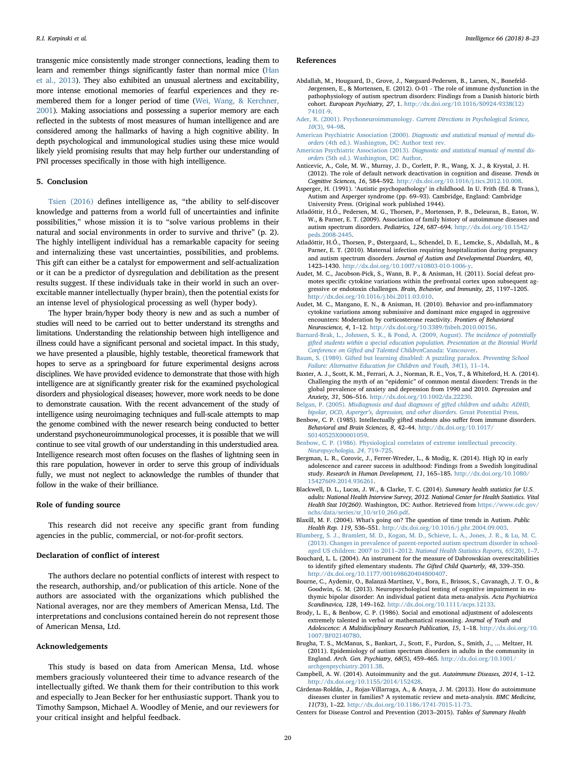transgenic mice consistently made stronger connections, leading them to learn and remember things significantly faster than normal mice (Han et al., 2013). They also exhibited an unusual alertness and excitability, more intense emotional memories of fearful experiences and they remembered them for a longer period of time (Wei, Wang, & Kerchner, 2001). Making associations and possessing a superior memory are each reflected in the subtests of most measures of human intelligence and are considered among the hallmarks of having a high cognitive ability. In depth psychological and immunological studies using these mice would likely yield promising results that may help further our understanding of PNI processes specifically in those with high intelligence.

## 5. Conclusion

Tsien (2016) defines intelligence as, "the ability to self-discover knowledge and patterns from a world full of uncertainties and infinite possibilities," whose mission it is to "solve various problems in their natural and social environments in order to survive and thrive" (p. 2). The highly intelligent individual has a remarkable capacity for seeing and internalizing these vast uncertainties, possibilities, and problems. This gift can either be a catalyst for empowerment and self-actualization or it can be a predictor of dysregulation and debilitation as the present results suggest. If these individuals take in their world in such an overexcitable manner intellectually (hyper brain), then the potential exists for an intense level of physiological processing as well (hyper body).

The hyper brain/hyper body theory is new and as such a number of studies will need to be carried out to better understand its strengths and limitations. Understanding the relationship between high intelligence and illness could have a significant personal and societal impact. In this study, we have presented a plausible, highly testable, theoretical framework that hopes to serve as a springboard for future experimental designs across disciplines. We have provided evidence to demonstrate that those with high intelligence are at significantly greater risk for the examined psychological disorders and physiological diseases; however, more work needs to be done to demonstrate causation. With the recent advancement of the study of intelligence using neuroimaging techniques and full-scale attempts to map the genome combined with the newer research being conducted to better understand psychoneuroimmunological processes, it is possible that we will continue to see vital growth of our understanding in this understudied area. Intelligence research most often focuses on the flashes of lightning seen in this rare population, however in order to serve this group of individuals fully, we must not neglect to acknowledge the rumbles of thunder that follow in the wake of their brilliance.

## Role of funding source

This research did not receive any specific grant from funding agencies in the public, commercial, or not-for-profit sectors.

## Declaration of conflict of interest

The authors declare no potential conflicts of interest with respect to the research, authorship, and/or publication of this article. None of the authors are associated with the organizations which published the National averages, nor are they members of American Mensa, Ltd. The interpretations and conclusions contained herein do not represent those of American Mensa, Ltd.

## Acknowledgements

This study is based on data from American Mensa, Ltd. whose members graciously volunteered their time to advance research of the intellectually gifted. We thank them for their contribution to this work and especially to Jean Becker for her enthusiastic support. Thank you to Timothy Sampson, Michael A. Woodley of Menie, and our reviewers for your critical insight and helpful feedback.

## References

Abdallah, M., Hougaard, D., Grove, J., Nørgaard-Pedersen, B., Larsen, N., Bonefeld-Jørgensen, E., & Mortensen, E. (2012). O-01 - The role of immune dysfunction in the pathophysiology of autism spectrum disorders: Findings from a Danish historic birth cohort. *European Psychiatry, 27*, 1. http://dx.doi.org/10.1016/S0924-9338(12)74101-9.

Ader, R. (2001). Psychoneuroimmunology. *Current Directions in Psychological Science, 10*(3), 94–98.

American Psychiatric Association (2000). *Diagnostic and statistical manual of mental disorders* (4th ed.). Washington, DC: Author text rev.

American Psychiatric Association (2013). *Diagnostic and statistical manual of mental disorders* (5th ed.). Washington, DC: Author.

Anticevic, A., Cole, M. W., Murray, J. D., Corlett, P. R., Wang, X. J., & Krystal, J. H. (2012). The role of default network deactivation in cognition and disease. *Trends in Cognitive Sciences, 16*, 584–592. http://dx.doi.org/10.1016/j.tics.2012.10.008.

Asperger, H. (1991). 'Autistic psychopathology' in childhood. In U. Frith (Ed. & Trans.), Autism and Asperger syndrome (pp. 69–93). Cambridge, England: Cambridge University Press. (Original work published 1944).

Atladóttir, H.Ó., Pedersen, M. G., Thorsen, P., Mortensen, P. B., Deleuran, B., Eaton, W. W., & Parner, E. T. (2009). Association of family history of autoimmune diseases and autism spectrum disorders. *Pediatrics, 124*, 687–694. http://dx.doi.org/10.1542/peds.2008-2445.

Atladóttir, H.Ó., Thorsen, P., Østergaard, L., Schendel, D. E., Lemcke, S., Abdallah, M., & Parner, E. T. (2010). Maternal infection requiring hospitalization during pregnancy and autism spectrum disorders. *Journal of Autism and Developmental Disorders, 40*, 1423–1430. http://dx.doi.org/10.1007/s10803-010-1006-y.

Audet, M. C., Jacobson-Pick, S., Wann, B. P., & Anisman, H. (2011). Social defeat promotes specific cytokine variations within the prefrontal cortex upon subsequent aggressive or endotoxin challenges. *Brain, Behavior, and Immunity, 25*, 1197–1205. http://dx.doi.org/10.1016/j.bbi.2011.03.010.

Audet, M. C., Mangano, E. N., & Anisman, H. (2010). Behavior and pro-inflammatory cytokine variations among submissive and dominant mice engaged in aggressive encounters: Moderation by corticosterone reactivity. *Frontiers of Behavioral Neuroscience, 4*, 1–12. http://dx.doi.org/10.3389/fnbeh.2010.00156.

Barnard-Brak, L., Johnsen, S. K., & Pond, A. (2009, August). *The incidence of potentially gifted students within a special education population. Presentation at the Biennial World Conference on Gifted and Talented Children*Canada: Vancouver.

Baum, S. (1989). Gifted but learning disabled: A puzzling paradox. *Preventing School Failure: Alternative Education for Children and Youth, 34*(1), 11–14.

Baxter, A. J., Scott, K. M., Ferrari, A. J., Norman, R. E., Vos, T., & Whiteford, H. A. (2014). Challenging the myth of an "epidemic" of common mental disorders: Trends in the global prevalence of anxiety and depression from 1990 and 2010. *Depression and Anxiety, 31*, 506–516. http://dx.doi.org/10.1002/da.22230.

Belgan, P. (2005). *Misdiagnosis and dual diagnoses of gifted children and adults: ADHD, bipolar, OCD, Asperger's, depression, and other disorders.* Great Potential Press.

Benbow, C. P. (1985). Intellectually gifted students also suffer from immune disorders. *Behavioral and Brain Sciences, 8*, 42–44. http://dx.doi.org/10.1017/S0140525X00001059.

Benbow, C. P. (1986). Physiological correlates of extreme intellectual precocity. *Neuropsychologia, 24*, 719–725.

Bergman, L. R., Corovic, J., Ferrer-Wreder, L., & Modig, K. (2014). High IQ in early adolescence and career success in adulthood: Findings from a Swedish longitudinal study. *Research in Human Development, 11*, 165–185. http://dx.doi.org/10.1080/15427609.2014.936261.

Blackwell, D. L., Lucas, J. W., & Clarke, T. C. (2014). *Summary health statistics for U.S. adults: National Health Interview Survey, 2012. National Center for Health Statistics. Vital Health Stat 10(260).* Washington, DC: Author. Retrieved from https://www.cdc.gov/nchs/data/series/sr_10/sr10_260.pdf.

Blaxill, M. F. (2004). What's going on? The question of time trends in Autism. *Public Health Rep. 119*, 536–551. http://dx.doi.org/10.1016/j.phr.2004.09.003.

Blumberg, S. J., Bramlett, M. D., Kogan, M. D., Schieve, L. A., Jones, J. R., & Lu, M. C. (2013). Changes in prevalence of parent-reported autism spectrum disorder in school-aged US children: 2007 to 2011–2012. *National Health Statistics Reports, 65*(20), 1–7.

Bouchard, L. L. (2004). An instrument for the measure of Dabrowskian overexcitabilities to identify gifted elementary students. *The Gifted Child Quarterly, 48*, 339–350. http://dx.doi.org/10.1177/001698620404800407.

Bourne, C., Aydemir, O., Balanzá-Martínez, V., Bora, E., Brissos, S., Cavanagh, J. T. O., & Goodwin, G. M. (2013). Neuropsychological testing of cognitive impairment in euthymic bipolar disorder: An individual patient data meta-analysis. *Acta Psychiatrica Scandinavica, 128*, 149–162. http://dx.doi.org/10.1111/acps.12133.

Brody, L. E., & Benbow, C. P. (1986). Social and emotional adjustment of adolescents extremely talented in verbal or mathematical reasoning. *Journal of Youth and Adolescence: A Multidisciplinary Research Publication, 15*, 1–18. http://dx.doi.org/10.1007/BF02140780.

Brugha, T. S., McManus, S., Bankart, J., Scott, F., Purdon, S., Smith, J., ... Meltzer, H. (2011). Epidemiology of autism spectrum disorders in adults in the community in England. *Arch. Gen. Psychiatry, 68*(5), 459–465. http://dx.doi.org/10.1001/archgenpsychiatry.2011.38.

Campbell, A. W. (2014). Autoimmunity and the gut. *Autoimmune Diseases, 2014*, 1–12. http://dx.doi.org/10.1155/2014/152428.

Cárdenas-Roldán, J., Rojas-Villarraga, A., & Anaya, J. M. (2013). How do autoimmune diseases cluster in families? A systematic review and meta-analysis. *BMC Medicine, 11*(73), 1–22. http://dx.doi.org/10.1186/1741-7015-11-73.

Centers for Disease Control and Prevention (2013–2015). *Tables of Summary Health*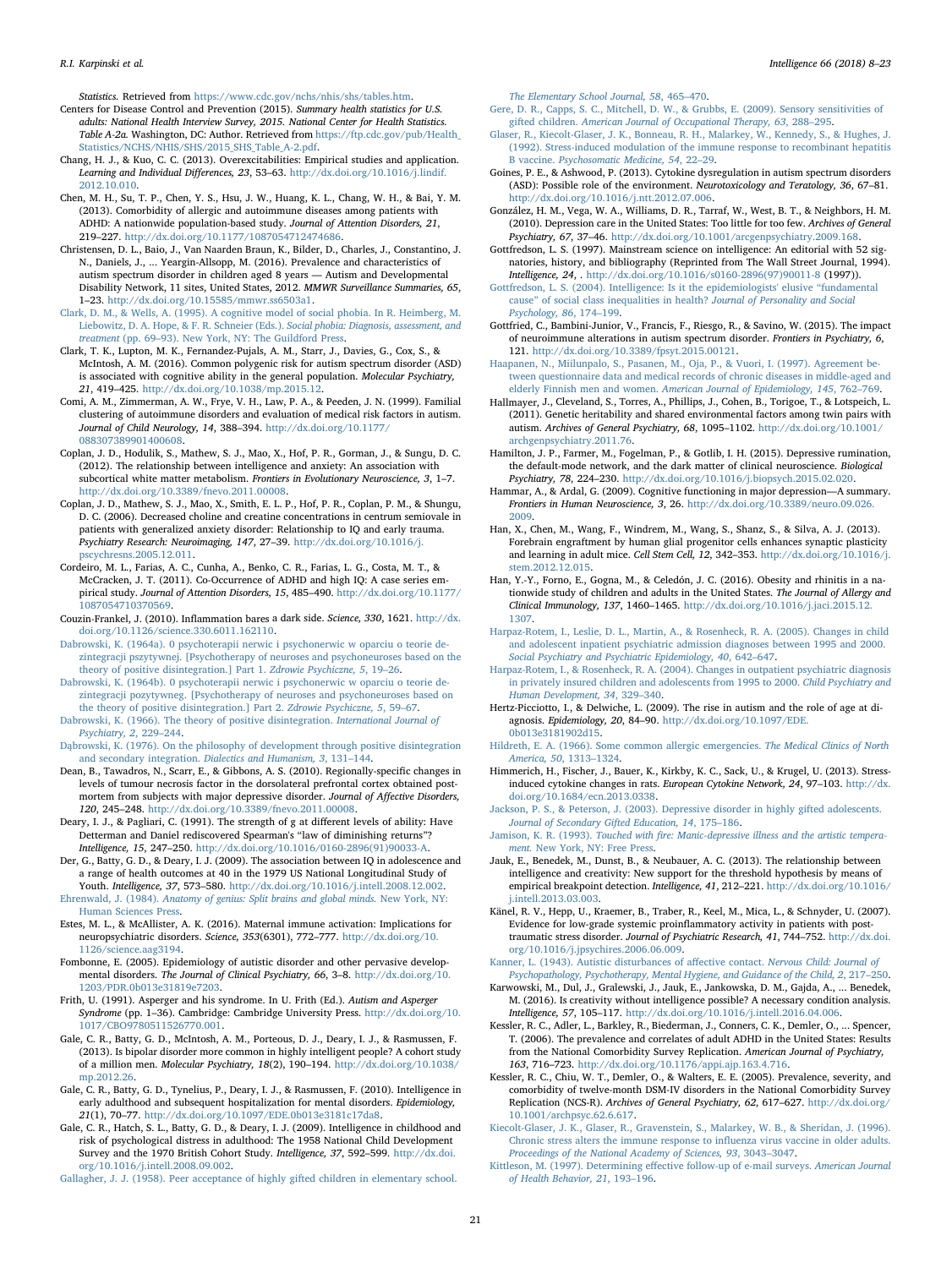*Statistics*. Retrieved from https://www.cdc.gov/nchs/nhis/shs/tables.htm.

Centers for Disease Control and Prevention (2015). *Summary health statistics for U.S. adults: National Health Interview Survey, 2015. National Center for Health Statistics. Table A-2a.* Washington, DC: Author. Retrieved from https://ftp.cdc.gov/pub/Health_Statistics/NCHS/NHIS/SHS/2015_SHS_Table_A-2.pdf.

Chang, H. J., & Kuo, C. C. (2013). Overexcitabilities: Empirical studies and application. *Learning and Individual Differences, 23*, 53–63. http://dx.doi.org/10.1016/j.lindif.2012.10.010.

Chen, M. H., Su, T. P., Chen, Y. S., Hsu, J. W., Huang, K. L., Chang, W. H., & Bai, Y. M. (2013). Comorbidity of allergic and autoimmune diseases among patients with ADHD: A nationwide population-based study. *Journal of Attention Disorders, 21*, 219–227. http://dx.doi.org/10.1177/1087054712474686.

Christensen, D. L., Baio, J., Van Naarden Braun, K., Bilder, D., Charles, J., Constantino, J. N., Daniels, J., ... Yeargin-Allsopp, M. (2016). Prevalence and characteristics of autism spectrum disorder in children aged 8 years — Autism and Developmental Disability Network, 11 sites, United States, 2012. *MMWR Surveillance Summaries, 65*, 1–23. http://dx.doi.org/10.15585/mmwr.ss6503a1.

Clark, D. M., & Wells, A. (1995). A cognitive model of social phobia. In R. Heimberg, M. Liebowitz, D. A. Hope, & F. R. Schneier (Eds.). *Social phobia: Diagnosis, assessment, and treatment* (pp. 69–93). New York, NY: The Guildford Press.

Clark, T. K., Lupton, M. K., Fernandez-Pujals, A. M., Starr, J., Davies, G., Cox, S., & McIntosh, A. M. (2016). Common polygenic risk for autism spectrum disorder (ASD) is associated with cognitive ability in the general population. *Molecular Psychiatry, 21*, 419–425. http://dx.doi.org/10.1038/mp.2015.12.

Comi, A. M., Zimmerman, A. W., Frye, V. H., Law, P. A., & Peeden, J. N. (1999). Familial clustering of autoimmune disorders and evaluation of medical risk factors in autism. *Journal of Child Neurology, 14*, 388–394. http://dx.doi.org/10.1177/088307389901400608.

Coplan, J. D., Hodulik, S., Mathew, S. J., Mao, X., Hof, P. R., Gorman, J., & Sungu, D. C. (2012). The relationship between intelligence and anxiety: An association with subcortical white matter metabolism. *Frontiers in Evolutionary Neuroscience, 3*, 1–7. http://dx.doi.org/10.3389/fnevo.2011.00008.

Coplan, J. D., Mathew, S. J., Mao, X., Smith, E. L. P., Hof, P. R., Coplan, P. M., & Shungu, D. C. (2006). Decreased choline and creatine concentrations in centrum semiovale in patients with generalized anxiety disorder: Relationship to IQ and early trauma. *Psychiatry Research: Neuroimaging, 147*, 27–39. http://dx.doi.org/10.1016/j.pscychresns.2005.12.011.

Cordeiro, M. L., Farias, A. C., Cunha, A., Benko, C. R., Farias, L. G., Costa, M. T., & McCracken, J. T. (2011). Co-Occurrence of ADHD and high IQ: A case series empirical study. *Journal of Attention Disorders, 15*, 485–490. http://dx.doi.org/10.1177/1087054710370569.

Couzin-Frankel, J. (2010). Inflammation bares a dark side. *Science, 330*, 1621. http://dx.doi.org/10.1126/science.330.6011.162110.

Dabrowski, K. (1964a). 0 psychoterapii nerwic i psychonerwic w oparciu o teorie dezintegracji pszytywnej. [Psychotherapy of neuroses and psychoneuroses based on the theory of positive disintegration.] Part 1. *Zdrowie Psychiczne, 5*, 19–26.

Dabrowski, K. (1964b). 0 psychoterapii nerwic i psychonerwic w oparciu o teorie dezintegracji pozytywneg. [Psychotherapy of neuroses and psychoneuroses based on the theory of positive disintegration.] Part 2. *Zdrowie Psychiczne, 5*, 59–67.

Dabrowski, K. (1966). The theory of positive disintegration. *International Journal of Psychiatry, 2*, 229–244.

Dąbrowski, K. (1976). On the philosophy of development through positive disintegration and secondary integration. *Dialectics and Humanism, 3*, 131–144.

Dean, B., Tawadros, N., Scarr, E., & Gibbons, A. S. (2010). Regionally-specific changes in levels of tumour necrosis factor in the dorsolateral prefrontal cortex obtained postmortem from subjects with major depressive disorder. *Journal of Affective Disorders, 120*, 245–248. http://dx.doi.org/10.3389/fnevo.2011.00008.

Deary, I. J., & Pagliari, C. (1991). The strength of g at different levels of ability: Have Detterman and Daniel rediscovered Spearman's "law of diminishing returns"? *Intelligence, 15*, 247–250. http://dx.doi.org/10.1016/0160-2896(91)90033-A.

Der, G., Batty, G. D., & Deary, I. J. (2009). The association between IQ in adolescence and a range of health outcomes at 40 in the 1979 US National Longitudinal Study of Youth. *Intelligence, 37*, 573–580. http://dx.doi.org/10.1016/j.intell.2008.12.002.

Ehrenwald, J. (1984). *Anatomy of genius: Split brains and global minds.* New York, NY: Human Sciences Press.

Estes, M. L., & McAllister, A. K. (2016). Maternal immune activation: Implications for neuropsychiatric disorders. *Science, 353*(6301), 772–777. http://dx.doi.org/10.1126/science.aag3194.

Fombonne, E. (2005). Epidemiology of autistic disorder and other pervasive developmental disorders. *The Journal of Clinical Psychiatry, 66*, 3–8. http://dx.doi.org/10.1203/PDR.0b013e31819e7203.

Frith, U. (1991). Asperger and his syndrome. In U. Frith (Ed.). *Autism and Asperger Syndrome* (pp. 1–36). Cambridge: Cambridge University Press. http://dx.doi.org/10.1017/CBO9780511526770.001.

Gale, C. R., Batty, G. D., McIntosh, A. M., Porteous, D. J., Deary, I. J., & Rasmussen, F. (2013). Is bipolar disorder more common in highly intelligent people? A cohort study of a million men. *Molecular Psychiatry, 18*(2), 190–194. http://dx.doi.org/10.1038/mp.2012.26.

Gale, C. R., Batty, G. D., Tynelius, P., Deary, I. J., & Rasmussen, F. (2010). Intelligence in early adulthood and subsequent hospitalization for mental disorders. *Epidemiology, 21*(1), 70–77. http://dx.doi.org/10.1097/EDE.0b013e3181c17da8.

Gale, C. R., Hatch, S. L., Batty, G. D., & Deary, I. J. (2009). Intelligence in childhood and risk of psychological distress in adulthood: The 1958 National Child Development Survey and the 1970 British Cohort Study. *Intelligence, 37*, 592–599. http://dx.doi.org/10.1016/j.intell.2008.09.002.

Gallagher, J. J. (1958). Peer acceptance of highly gifted children in elementary school. *The Elementary School Journal, 58*, 465–470.

Gere, D. R., Capps, S. C., Mitchell, D. W., & Grubbs, E. (2009). Sensory sensitivities of gifted children. *American Journal of Occupational Therapy, 63*, 288–295.

Glaser, R., Kiecolt-Glaser, J. K., Bonneau, R. H., Malarkey, W., Kennedy, S., & Hughes, J. (1992). Stress-induced modulation of the immune response to recombinant hepatitis B vaccine. *Psychosomatic Medicine, 54*, 22–29.

Goines, P. E., & Ashwood, P. (2013). Cytokine dysregulation in autism spectrum disorders (ASD): Possible role of the environment. *Neurotoxicology and Teratology, 36*, 67–81. http://dx.doi.org/10.1016/j.ntt.2012.07.006.

González, H. M., Vega, W. A., Williams, D. R., Tarraf, W., West, B. T., & Neighbors, H. M. (2010). Depression care in the United States: Too little for too few. *Archives of General Psychiatry, 67*, 37–46. http://dx.doi.org/10.1001/arcgenpsychiatry.2009.168.

Gottfredson, L. S. (1997). Mainstream science on intelligence: An editorial with 52 signatories, history, and bibliography (Reprinted from The Wall Street Journal, 1994). *Intelligence, 24*, . http://dx.doi.org/10.1016/s0160-2896(97)90011-8 (1997)).

Gottfredson, L. S. (2004). Intelligence: Is it the epidemiologists' elusive "fundamental cause" of social class inequalities in health? *Journal of Personality and Social Psychology, 86*, 174–199.

Gottfried, C., Bambini-Junior, V., Francis, F., Riesgo, R., & Savino, W. (2015). The impact of neuroimmune alterations in autism spectrum disorder. *Frontiers in Psychiatry, 6*, 121. http://dx.doi.org/10.3389/fpsyt.2015.00121.

Haapanen, N., Miilunpalo, S., Pasanen, M., Oja, P., & Vuori, I. (1997). Agreement between questionnaire data and medical records of chronic diseases in middle-aged and elderly Finnish men and women. *American Journal of Epidemiology, 145*, 762–769.

Hallmayer, J., Cleveland, S., Torres, A., Phillips, J., Cohen, B., Torigoe, T., & Lotspeich, L. (2011). Genetic heritability and shared environmental factors among twin pairs with autism. *Archives of General Psychiatry, 68*, 1095–1102. http://dx.doi.org/10.1001/archgenpsychiatry.2011.76.

Hamilton, J. P., Farmer, M., Fogelman, P., & Gotlib, I. H. (2015). Depressive rumination, the default-mode network, and the dark matter of clinical neuroscience. *Biological Psychiatry, 78*, 224–230. http://dx.doi.org/10.1016/j.biopsych.2015.02.020.

Hammar, A., & Ardal, G. (2009). Cognitive functioning in major depression—A summary. *Frontiers in Human Neuroscience, 3*, 26. http://dx.doi.org/10.3389/neuro.09.026.2009.

Han, X., Chen, M., Wang, F., Windrem, M., Wang, S., Shanz, S., & Silva, A. J. (2013). Forebrain engraftment by human glial progenitor cells enhances synaptic plasticity and learning in adult mice. *Cell Stem Cell, 12*, 342–353. http://dx.doi.org/10.1016/j.stem.2012.12.015.

Han, Y.-Y., Forno, E., Gogna, M., & Celedón, J. C. (2016). Obesity and rhinitis in a nationwide study of children and adults in the United States. *The Journal of Allergy and Clinical Immunology, 137*, 1460–1465. http://dx.doi.org/10.1016/j.jaci.2015.12.1307.

Harpaz-Rotem, I., Leslie, D. L., Martin, A., & Rosenheck, R. A. (2005). Changes in child and adolescent inpatient psychiatric admission diagnoses between 1995 and 2000. *Social Psychiatry and Psychiatric Epidemiology, 40*, 642–647.

Harpaz-Rotem, I., & Rosenheck, R. A. (2004). Changes in outpatient psychiatric diagnosis in privately insured children and adolescents from 1995 to 2000. *Child Psychiatry and Human Development, 34*, 329–340.

Hertz-Picciotto, I., & Delwiche, L. (2009). The rise in autism and the role of age at diagnosis. *Epidemiology, 20*, 84–90. http://dx.doi.org/10.1097/EDE.0b013e3181902d15.

Hildreth, E. A. (1966). Some common allergic emergencies. *The Medical Clinics of North America, 50*, 1313–1324.

Himmerich, H., Fischer, J., Bauer, K., Kirkby, K. C., Sack, U., & Krugel, U. (2013). Stress-induced cytokine changes in rats. *European Cytokine Network, 24*, 97–103. http://dx.doi.org/10.1684/ecn.2013.0338.

Jackson, P. S., & Peterson, J. (2003). Depressive disorder in highly gifted adolescents. *Journal of Secondary Gifted Education, 14*, 175–186.

Jamison, K. R. (1993). *Touched with fire: Manic-depressive illness and the artistic temperament.* New York, NY: Free Press.

Jauk, E., Benedek, M., Dunst, B., & Neubauer, A. C. (2013). The relationship between intelligence and creativity: New support for the threshold hypothesis by means of empirical breakpoint detection. *Intelligence, 41*, 212–221. http://dx.doi.org/10.1016/j.intell.2013.03.003.

Känel, R. V., Hepp, U., Kraemer, B., Traber, R., Keel, M., Mica, L., & Schnyder, U. (2007). Evidence for low-grade systemic proinflammatory activity in patients with posttraumatic stress disorder. *Journal of Psychiatric Research, 41*, 744–752. http://dx.doi.org/10.1016/j.jpsychires.2006.06.009.

Kanner, L. (1943). Autistic disturbances of affective contact. *Nervous Child: Journal of Psychopathology, Psychotherapy, Mental Hygiene, and Guidance of the Child, 2*, 217–250.

Karwowski, M., Dul, J., Gralewski, J., Jauk, E., Jankowska, D. M., Gajda, A., ... Benedek, M. (2016). Is creativity without intelligence possible? A necessary condition analysis. *Intelligence, 57*, 105–117. http://dx.doi.org/10.1016/j.intell.2016.04.006.

Kessler, R. C., Adler, L., Barkley, R., Biederman, J., Conners, C. K., Demler, O., ... Spencer, T. (2006). The prevalence and correlates of adult ADHD in the United States: Results from the National Comorbidity Survey Replication. *American Journal of Psychiatry, 163*, 716–723. http://dx.doi.org/10.1176/appi.ajp.163.4.716.

Kessler, R. C., Chiu, W. T., Demler, O., & Walters, E. E. (2005). Prevalence, severity, and comorbidity of twelve-month DSM-IV disorders in the National Comorbidity Survey Replication (NCS-R). *Archives of General Psychiatry, 62*, 617–627. http://dx.doi.org/10.1001/archpsyc.62.6.617.

Kiecolt-Glaser, J. K., Glaser, R., Gravenstein, S., Malarkey, W. B., & Sheridan, J. (1996). Chronic stress alters the immune response to influenza virus vaccine in older adults. *Proceedings of the National Academy of Sciences, 93*, 3043–3047.

Kittleson, M. (1997). Determining effective follow-up of e-mail surveys. *American Journal of Health Behavior, 21*, 193–196.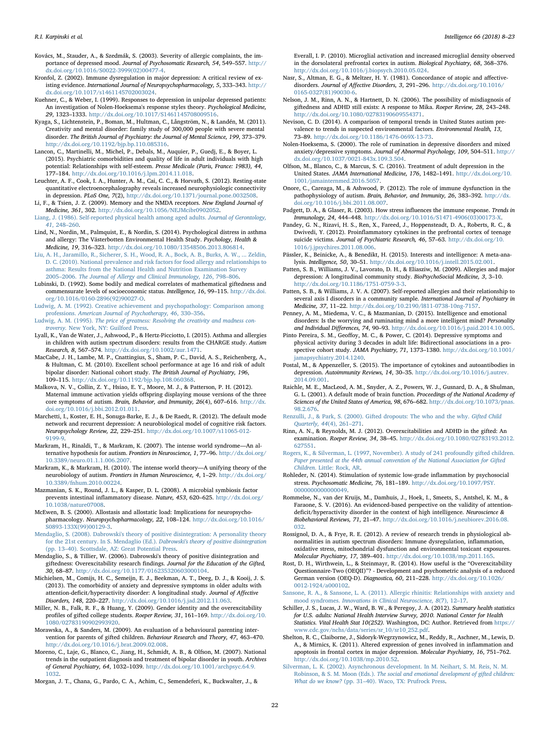Kovács, M., Stauder, A., & Szedmák, S. (2003). Severity of allergic complaints, the importance of depressed mood. *Journal of Psychosomatic Research, 54*, 549–557. http://dx.doi.org/10.1016/S0022-3999(02)00477-4.

Kronfol, Z. (2002). Immune dysregulation in major depression: A critical review of existing evidence. *International Journal of Neuropsychopharmacology, 5*, 333–343. http://dx.doi.org/10.1017/s1461145702003024.

Kuehner, C., & Weber, I. (1999). Responses to depression in unipolar depressed patients: An investigation of Nolen-Hoeksema's response styles theory. *Psychological Medicine, 29*, 1323–1333. http://dx.doi.org/10.1017/S1461145708009516.

Kyaga, S., Lichtenstein, P., Boman, M., Hultman, C., Långström, N., & Landén, M. (2011). Creativity and mental disorder: family study of 300,000 people with severe mental disorder. *The British Journal of Psychiatry: the Journal of Mental Science, 199*, 373–379. http://dx.doi.org/10.1192/bjp.bp.110.085316.

Lancon, C., Martinelli, M., Michel, P., Debals, M., Auquier, P., Guedj, E., & Boyer, L. (2015). Psychiatric comorbidities and quality of life in adult individuals with high potential: Relationships with self-esteem. *Presse Medicale (Paris, France: 1983), 44*, 177–184. http://dx.doi.org/10.1016/j.lpm.2014.11.018.

Leuchter, A. F., Cook, I. A., Hunter, A. M., Cai, C. C., & Horvath, S. (2012). Resting-state quantitative electroencephalography reveals increased neurophysiologic connectivity in depression. *PLoS One, 7*(2), http://dx.doi.org/10.1371/journal.pone.0032508.

Li, F., & Tsien, J. Z. (2009). Memory and the NMDA receptors. *New England Journal of Medicine, 361*, 302. http://dx.doi.org/10.1056/NEJMcibr0902052.

Liang, J. (1986). Self-reported physical health among aged adults. *Journal of Gerontology, 41*, 248–260.

Lind, N., Nordin, M., Palmquist, E., & Nordin, S. (2014). Psychological distress in asthma and allergy: The Västerbotten Environmental Health Study. *Psychology, Health & Medicine, 19*, 316–323. http://dx.doi.org/10.1080/13548506.2013.806814.

Liu, A. H., Jaramillo, R., Sicherer, S. H., Wood, R. A., Bock, A. B., Burks, A. W., ... Zeldin, D. C. (2010). National prevalence and risk factors for food allergy and relationships to asthma: Results from the National Health and Nutrition Examination Survey 2005–2006. *The Journal of Allergy and Clinical Immunology, 126*, 798–806.

Lubinski, D. (1992). Some bodily and medical correlates of mathematical giftedness and commensurate levels of socioeconomic status. *Intelligence, 16*, 99–115. http://dx.doi.org/10.1016/0160-2896(92)90027-O.

Ludwig, A. M. (1992). Creative achievement and psychopathology: Comparison among professions. *American Journal of Psychotherapy, 46*, 330–356.

Ludwig, A. M. (1995). *The price of greatness: Resolving the creativity and madness controversy.* New York, NY: Guilford Press.

Lyall, K., Van de Water, J., Ashwood, P., & Hertz-Picciotto, I. (2015). Asthma and allergies in children with autism spectrum disorders: results from the CHARGE study. *Autism Research, 8*, 567–574. http://dx.doi.org/10.1002/aur.1471.

MacCabe, J. H., Lambe, M. P., Cnattingius, S., Sham, P. C., David, A. S., Reichenberg, A., & Hultman, C. M. (2010). Excellent school performance at age 16 and risk of adult bipolar disorder: National cohort study. *The British Journal of Psychiatry, 196*, 109–115. http://dx.doi.org/10.1192/bjp.bp.108.060368.

Malkova, N. V., Collin, Z. Y., Hsiao, E. Y., Moore, M. J., & Patterson, P. H. (2012). Maternal immune activation yields offspring displaying mouse versions of the three core symptoms of autism. *Brain, Behavior, and Immunity, 26*(4), 607–616. http://dx.doi.org/10.1016/j.bbi.2012.01.011.

Marchetti, I., Koster, E. H., Sonuga-Barke, E. J., & De Raedt, R. (2012). The default mode network and recurrent depression: A neurobiological model of cognitive risk factors. *Neuropsychology Review, 22*, 229–251. http://dx.doi.org/10.1007/s11065-012-9199-9.

Markram, H., Rinaldi, T., & Markram, K. (2007). The intense world syndrome—An alternative hypothesis for autism. *Frontiers in Neuroscience, 1*, 77–96. http://dx.doi.org/10.3389/neuro.01.1.1.006.2007.

Markram, K., & Markram, H. (2010). The intense world theory—A unifying theory of the neurobiology of autism. *Frontiers in Human Neuroscience, 4*, 1–29. http://dx.doi.org/10.3389/fnhum.2010.00224.

Mazmanian, S. K., Round, J. L., & Kasper, D. L. (2008). A microbial symbiosis factor prevents intestinal inflammatory disease. *Nature, 453*, 620–625. http://dx.doi.org/10.1038/nature07008.

McEwen, B. S. (2000). Allostasis and allostatic load: Implications for neuropsychopharmacology. *Neuropsychopharmacology, 22*, 108–124. http://dx.doi.org/10.1016/S0893-133X(99)00129-3.

Mendaglio, S. (2008). Dabrowski's theory of positive disintegration: A personality theory for the 21st century. In S. Mendaglio (Ed.). *Dabrowski's theory of positive disintegration* (pp. 13–40). Scottsdale, AZ: Great Potential Press.

Mendaglio, S., & Tillier, W. (2006). Dabrowski's theory of positive disintegration and giftedness: Overexcitability research findings. *Journal for the Education of the Gifted, 30*, 68–87. http://dx.doi.org/10.1177/016235320603000104.

Michielsen, M., Comijs, H. C., Semeijn, E. J., Beekman, A. T., Deeg, D. J., & Kooij, J. S. (2013). The comorbidity of anxiety and depressive symptoms in older adults with attention-deficit/hyperactivity disorder: A longitudinal study. *Journal of Affective Disorders, 148*, 220–227. http://dx.doi.org/10.1016/j.jad.2012.11.063.

Miller, N. B., Falk, R. F., & Huang, Y. (2009). Gender identity and the overexcitability profiles of gifted college students. *Roeper Review, 31*, 161–169. http://dx.doi.org/10.1080/02783190902993920.

Morawska, A., & Sanders, M. (2009). An evaluation of a behavioural parenting intervention for parents of gifted children. *Behaviour Research and Theory, 47*, 463–470. http://dx.doi.org/10.1016/j.brat.2009.02.008.

Moreno, C., Laje, G., Blanco, C., Jiang, H., Schmidt, A. B., & Olfson, M. (2007). National trends in the outpatient diagnosis and treatment of bipolar disorder in youth. *Archives of General Psychiatry, 64*, 1032–1039. http://dx.doi.org/10.1001/archpsyc.64.9.1032.

Morgan, J. T., Chana, G., Pardo, C. A., Achim, C., Semendeferi, K., Buckwalter, J., & Everall, I. P. (2010). Microglial activation and increased microglial density observed in the dorsolateral prefrontal cortex in autism. *Biological Psychiatry, 68*, 368–376. http://dx.doi.org/10.1016/j.biopsych.2010.05.024.

Nasr, S., Altman, E. G., & Meltzer, H. Y. (1981). Concordance of atopic and affective-disorders. *Journal of Affective Disorders, 3*, 291–296. http://dx.doi.org/10.1016/0165-0327(81)90030-6.

Nelson, J. M., Rinn, A. N., & Hartnett, D. N. (2006). The possibility of misdiagnosis of giftedness and ADHD still exists: A response to Mika. *Roeper Review, 28*, 243–248. http://dx.doi.org/10.1080/02783190609554371.

Nevison, C. D. (2014). A comparison of temporal trends in United States autism prevalence to trends in suspected environmental factors. *Environmental Health, 13*, 73–89. http://dx.doi.org/10.1186/1476-069X-13-73.

Nolen-Hoeksema, S. (2000). The role of rumination in depressive disorders and mixed anxiety/depressive symptoms. *Journal of Abnormal Psychology, 109*, 504–511. http://dx.doi.org/10.1037/0021-843x.109.3.504.

Olfson, M., Blanco, C., & Marcus, S. C. (2016). Treatment of adult depression in the United States. *JAMA International Medicine, 176*, 1482–1491. http://dx.doi.org/10.1001/jamainternmed.2016.5057.

Onore, C., Careaga, M., & Ashwood, P. (2012). The role of immune dysfunction in the pathophysiology of autism. *Brain, Behavior, and Immunity, 26*, 383–392. http://dx.doi.org/10.1016/j.bbi.2011.08.007.

Padgett, D. A., & Glaser, R. (2003). How stress influences the immune response. *Trends in Immunology, 24*, 444–448. http://dx.doi.org/10.1016/S1471-4906(03)00173-X.

Pandey, G. N., Rizavi, H. S., Ren, X., Fareed, J., Hoppensteadt, D. A., Roberts, R. C., & Dwivedi, Y. (2012). Proinflammatory cytokines in the prefrontal cortex of teenage suicide victims. *Journal of Psychiatric Research, 46*, 57–63. http://dx.doi.org/10.1016/j.jpsychires.2011.08.006.

Pässler, K., Beinicke, A., & Benedikt, H. (2015). Interests and intelligence: A meta-analysis. *Intelligence, 50*, 30–51. http://dx.doi.org/10.1016/j.intell.2015.02.001.

Patten, S. B., Williams, J. V., Lavorato, D. H., & Eliasziw, M. (2009). Allergies and major depression: A longitudinal community study. *BioPsychoSocial Medicine, 3*, 3–10. http://dx.doi.org/10.1186/1751-0759-3-3.

Patten, S. B., & Williams, J. V. A. (2007). Self-reported allergies and their relationship to several axis I disorders in a community sample. *International Journal of Psychiatry in Medicine, 37*, 11–22. http://dx.doi.org/10.2190/l811-0738-10ng-7157.

Penney, A. M., Miedema, V. C., & Mazmanian, D. (2015). Intelligence and emotional disorders: Is the worrying and ruminating mind a more intelligent mind? *Personality and Individual Differences, 74*, 90–93. http://dx.doi.org/10.1016/j.paid.2014.10.005.

Pinto Pereira, S. M., Geoffoy, M. C., & Power, C. (2014). Depressive symptoms and physical activity during 3 decades in adult life: Bidirectional associations in a prospective cohort study. *JAMA Psychiatry, 71*, 1373–1380. http://dx.doi.org/10.1001/jamapsychiatry.2014.1240.

Postal, M., & Appenzeller, S. (2015). The importance of cytokines and autoantibodies in depression. *Autoimmunity Reviews, 14*, 30–35. http://dx.doi.org/10.1016/j.autrev.2014.09.001.

Raichle, M. E., MacLeod, A. M., Snyder, A. Z., Powers, W. J., Gusnard, D. A., & Shulman, G. L. (2001). A default mode of brain function. *Proceedings of the National Academy of Sciences of the United States of America, 98*, 676–682. http://dx.doi.org/10.1073/pnas.98.2.676.

Renzulli, J., & Park, S. (2000). Gifted dropouts: The who and the why. *Gifted Child Quarterly, 44*(4), 261–271.

Rinn, A. N., & Reynolds, M. J. (2012). Overexcitabilities and ADHD in the gifted: An examination. *Roeper Review, 34*, 38–45. http://dx.doi.org/10.1080/02783193.2012.627551.

Rogers, K., & Silverman, L. (1997, November). A study of 241 profoundly gifted children. *Paper presented at the 44th annual convention of the National Association for Gifted Children.* Little: Rock, AR.

Rohleder, N. (2014). Stimulation of systemic low-grade inflammation by psychosocial stress. *Psychosomatic Medicine, 76*, 181–189. http://dx.doi.org/10.1097/PSY.0000000000000049.

Rommelse, N., van der Kruijs, M., Damhuis, J., Hoek, I., Smeets, S., Antshel, K. M., & Faraone, S. V. (2016). An evidenced-based perspective on the validity of attention-deficit/hyperactivity disorder in the context of high intelligence. *Neuroscience & Biobehavioral Reviews, 71*, 21–47. http://dx.doi.org/10.1016/j.neubiorev.2016.08.032.

Rossignol, D. A., & Frye, R. E. (2012). A review of research trends in physiological abnormalities in autism spectrum disorders: Immune dysregulation, inflammation, oxidative stress, mitochondrial dysfunction and environmental toxicant exposures. *Molecular Psychiatry, 17*, 389–401. http://dx.doi.org/10.1038/mp.2011.165.

Rost, D. H., Wirthwein, L., & Steinmayr, R. (2014). How useful is the "Overexcitability Questionnaire-Two (OEQII)"? - Development and psychometric analysis of a reduced German version (OEQ-D). *Diagnostica, 60*, 211–228. http://dx.doi.org/10.1026/0012-1924/a000102.

Sansone, R. A., & Sansone, L. A. (2011). Allergic rhinitis: Relationships with anxiety and mood syndromes. *Innovations in Clinical Neuroscience, 8*(7), 12–17.

Schiller, J. S., Lucas, J. W., Ward, B. W., & Peregoy, J. A. (2012). *Summary health statistics for U.S. adults: National Health Interview Survey, 2010. National Center for Health Statistics. Vital Health Stat 10(252).* Washington, DC: Author. Retrieved from https://www.cdc.gov/nchs/data/series/sr_10/sr10_252.pdf.

Shelton, R. C., Claiborne, J., Sidoryk-Wegrzynowicz, M., Reddy, R., Aschner, M., Lewis, D. A., & Mirnics, K. (2011). Altered expression of genes involved in inflammation and apoptosis in frontal cortex in major depression. *Molecular Psychiatry, 16*, 751–762. http://dx.doi.org/10.1038/mp.2010.52.

Silverman, L. K. (2002). Asynchronous development. In M. Neihart, S. M. Reis, N. M. Robinson, & S. M. Moon (Eds.). *The social and emotional development of gifted children: What do we know?* (pp. 31–40). Waco, TX: Prufrock Press.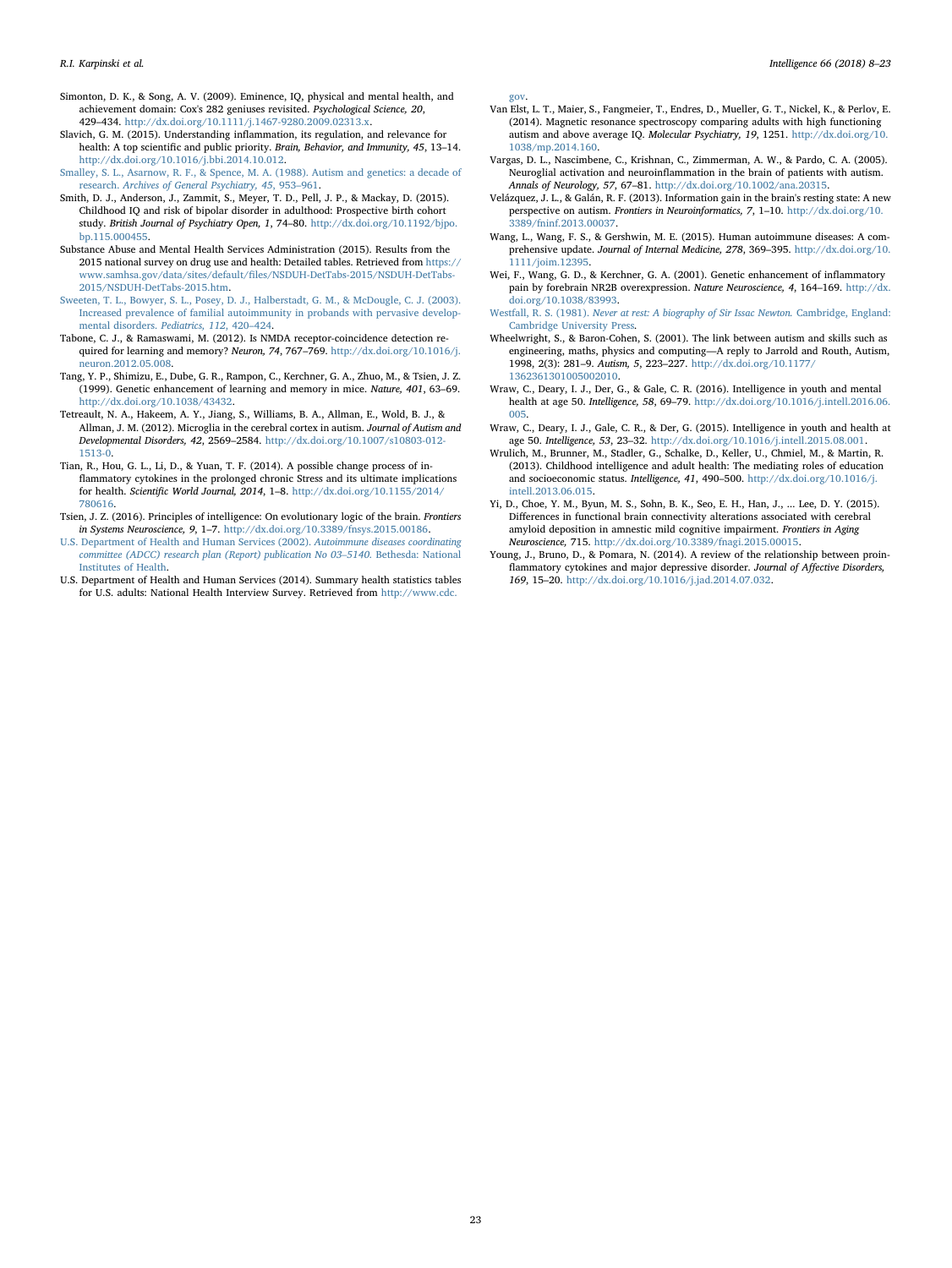Simonton, D. K., & Song, A. V. (2009). Eminence, IQ, physical and mental health, and achievement domain: Cox's 282 geniuses revisited. *Psychological Science, 20*, 429–434. http://dx.doi.org/10.1111/j.1467-9280.2009.02313.x.

Slavich, G. M. (2015). Understanding inflammation, its regulation, and relevance for health: A top scientific and public priority. *Brain, Behavior, and Immunity, 45*, 13–14. http://dx.doi.org/10.1016/j.bbi.2014.10.012.

Smalley, S. L., Asarnow, R. F., & Spence, M. A. (1988). Autism and genetics: a decade of research. *Archives of General Psychiatry, 45*, 953–961.

Smith, D. J., Anderson, J., Zammit, S., Meyer, T. D., Pell, J. P., & Mackay, D. (2015). Childhood IQ and risk of bipolar disorder in adulthood: Prospective birth cohort study. *British Journal of Psychiatry Open, 1*, 74–80. http://dx.doi.org/10.1192/bjpo.bp.115.000455.

Substance Abuse and Mental Health Services Administration (2015). Results from the 2015 national survey on drug use and health: Detailed tables. Retrieved from https://www.samhsa.gov/data/sites/default/files/NSDUH-DetTabs-2015/NSDUH-DetTabs-2015/NSDUH-DetTabs-2015.htm.

Sweeten, T. L., Bowyer, S. L., Posey, D. J., Halberstadt, G. M., & McDougle, C. J. (2003). Increased prevalence of familial autoimmunity in probands with pervasive developmental disorders. *Pediatrics, 112*, 420–424.

Tabone, C. J., & Ramaswami, M. (2012). Is NMDA receptor-coincidence detection required for learning and memory? *Neuron, 74*, 767–769. http://dx.doi.org/10.1016/j.neuron.2012.05.008.

Tang, Y. P., Shimizu, E., Dube, G. R., Rampon, C., Kerchner, G. A., Zhuo, M., & Tsien, J. Z. (1999). Genetic enhancement of learning and memory in mice. *Nature, 401*, 63–69. http://dx.doi.org/10.1038/43432.

Tetreault, N. A., Hakeem, A. Y., Jiang, S., Williams, B. A., Allman, E., Wold, B. J., & Allman, J. M. (2012). Microglia in the cerebral cortex in autism. *Journal of Autism and Developmental Disorders, 42*, 2569–2584. http://dx.doi.org/10.1007/s10803-012-1513-0.

Tian, R., Hou, G. L., Li, D., & Yuan, T. F. (2014). A possible change process of inflammatory cytokines in the prolonged chronic Stress and its ultimate implications for health. *Scientific World Journal, 2014*, 1–8. http://dx.doi.org/10.1155/2014/780616.

Tsien, J. Z. (2016). Principles of intelligence: On evolutionary logic of the brain. *Frontiers in Systems Neuroscience, 9*, 1–7. http://dx.doi.org/10.3389/fnsys.2015.00186.

U.S. Department of Health and Human Services (2002). *Autoimmune diseases coordinating committee (ADCC) research plan (Report) publication No 03–5140.* Bethesda: National Institutes of Health.

U.S. Department of Health and Human Services (2014). Summary health statistics tables for U.S. adults: National Health Interview Survey. Retrieved from http://www.cdc.gov.

Van Elst, L. T., Maier, S., Fangmeier, T., Endres, D., Mueller, G. T., Nickel, K., & Perlov, E. (2014). Magnetic resonance spectroscopy comparing adults with high functioning autism and above average IQ. *Molecular Psychiatry, 19*, 1251. http://dx.doi.org/10.1038/mp.2014.160.

Vargas, D. L., Nascimbene, C., Krishnan, C., Zimmerman, A. W., & Pardo, C. A. (2005). Neuroglial activation and neuroinflammation in the brain of patients with autism. *Annals of Neurology, 57*, 67–81. http://dx.doi.org/10.1002/ana.20315.

Velázquez, J. L., & Galán, R. F. (2013). Information gain in the brain's resting state: A new perspective on autism. *Frontiers in Neuroinformatics, 7*, 1–10. http://dx.doi.org/10.3389/fninf.2013.00037.

Wang, L., Wang, F. S., & Gershwin, M. E. (2015). Human autoimmune diseases: A comprehensive update. *Journal of Internal Medicine, 278*, 369–395. http://dx.doi.org/10.1111/joim.12395.

Wei, F., Wang, G. D., & Kerchner, G. A. (2001). Genetic enhancement of inflammatory pain by forebrain NR2B overexpression. *Nature Neuroscience, 4*, 164–169. http://dx.doi.org/10.1038/83993.

Westfall, R. S. (1981). *Never at rest: A biography of Sir Issac Newton.* Cambridge, England: Cambridge University Press.

Wheelwright, S., & Baron-Cohen, S. (2001). The link between autism and skills such as engineering, maths, physics and computing—A reply to Jarrold and Routh, Autism, 1998, 2(3): 281–9. *Autism, 5*, 223–227. http://dx.doi.org/10.1177/1362361301005002010.

Wraw, C., Deary, I. J., Der, G., & Gale, C. R. (2016). Intelligence in youth and mental health at age 50. *Intelligence, 58*, 69–79. http://dx.doi.org/10.1016/j.intell.2016.06.005.

Wraw, C., Deary, I. J., Gale, C. R., & Der, G. (2015). Intelligence in youth and health at age 50. *Intelligence, 53*, 23–32. http://dx.doi.org/10.1016/j.intell.2015.08.001.

Wrulich, M., Brunner, M., Stadler, G., Schalke, D., Keller, U., Chmiel, M., & Martin, R. (2013). Childhood intelligence and adult health: The mediating roles of education and socioeconomic status. *Intelligence, 41*, 490–500. http://dx.doi.org/10.1016/j.intell.2013.06.015.

Yi, D., Choe, Y. M., Byun, M. S., Sohn, B. K., Seo, E. H., Han, J., ... Lee, D. Y. (2015). Differences in functional brain connectivity alterations associated with cerebral amyloid deposition in amnestic mild cognitive impairment. *Frontiers in Aging Neuroscience*, 715. http://dx.doi.org/10.3389/fnagi.2015.00015.

Young, J., Bruno, D., & Pomara, N. (2014). A review of the relationship between proinflammatory cytokines and major depressive disorder. *Journal of Affective Disorders, 169*, 15–20. http://dx.doi.org/10.1016/j.jad.2014.07.032.